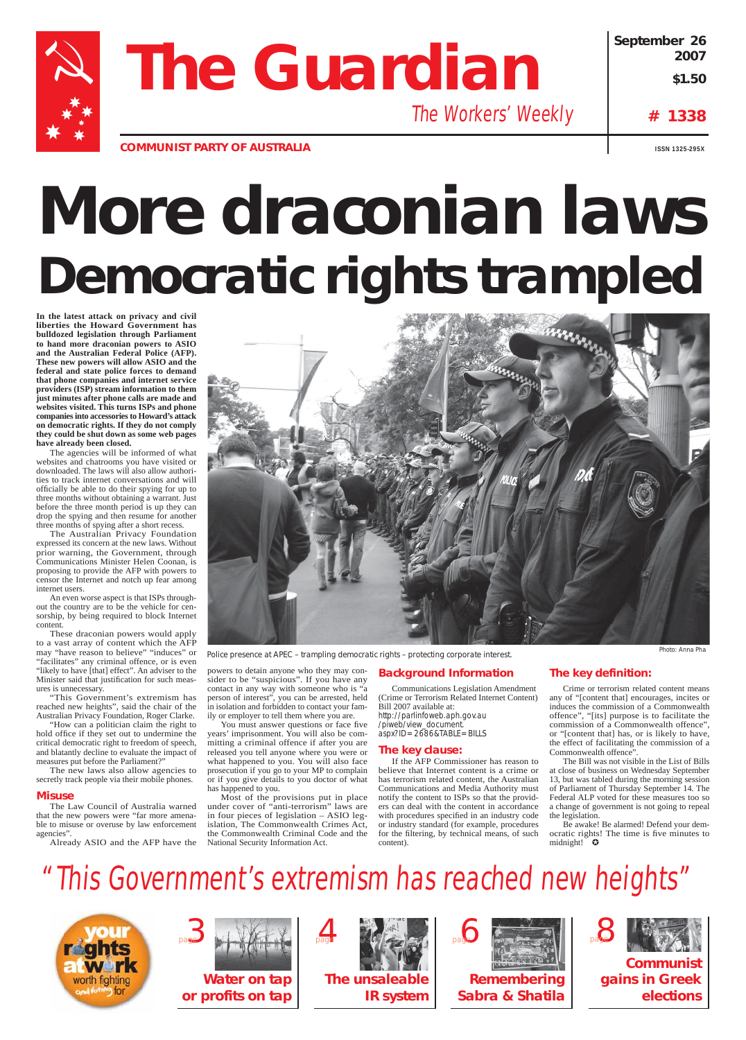# The Guardian

*The Workers' Weekly*

**COMMUNIST PARTY OF AUSTRALIA**

September 26 2007

$1.50

# 1338

ISSN 1325-295X

# More draconian laws

## Democratic rights trampled

**In the latest attack on privacy and civil liberties the Howard Government has bulldozed legislation through Parliament to hand more draconian powers to ASIO and the Australian Federal Police (AFP). These new powers will allow ASIO and the federal and state police forces to demand that phone companies and internet service providers (ISP) stream information to them just minutes after phone calls are made and websites visited. This turns ISPs and phone companies into accessories to Howard's attack on democratic rights. If they do not comply they could be shut down as some web pages have already been closed.**

The agencies will be informed of what websites and chatrooms you have visited or downloaded. The laws will also allow authorities to track internet conversations and will officially be able to do their spying for up to three months without obtaining a warrant. Just before the three month period is up they can drop the spying and then resume for another three months of spying after a short recess.

The Australian Privacy Foundation expressed its concern at the new laws. Without prior warning, the Government, through Communications Minister Helen Coonan, is proposing to provide the AFP with powers to censor the Internet and notch up fear among internet users.

An even worse aspect is that ISPs throughout the country are to be the vehicle for censorship, by being required to block Internet content.

These draconian powers would apply to a vast array of content which the AFP may "have reason to believe" "induces" or "facilitates" any criminal offence, or is even "likely to have [that] effect". An adviser to the Minister said that justification for such measures is unnecessary.

"This Government's extremism has reached new heights", said the chair of the Australian Privacy Foundation, Roger Clarke.

"How can a politician claim the right to hold office if they set out to undermine the critical democratic right to freedom of speech, and blatantly decline to evaluate the impact of measures put before the Parliament?"

The new laws also allow agencies to secretly track people via their mobile phones.

### Misuse

The Law Council of Australia warned that the new powers were "far more amenable to misuse or overuse by law enforcement agencies".

Already ASIO and the AFP have the powers to detain anyone who they may consider to be "suspicious". If you have any contact in any way with someone who is "a person of interest", you can be arrested, held in isolation and forbidden to contact your family or employer to tell them where you are.

You must answer questions or face five years' imprisonment. You will also be committing a criminal offence if after you are released you tell anyone where you were or what happened to you. You will also face prosecution if you go to your MP to complain or if you give details to you doctor of what has happened to you.

Most of the provisions put in place under cover of "anti-terrorism" laws are in four pieces of legislation – ASIO legislation, The Commonwealth Crimes Act, the Commonwealth Criminal Code and the National Security Information Act.

Police presence at APEC – trampling democratic rights – protecting corporate interest.

Photo: Anna Pha

### Background Information

Communications Legislation Amendment (Crime or Terrorism Related Internet Content) Bill 2007 available at:
http://parlinfoweb.aph.gov.au/piweb/view_document.aspx?ID=2686&TABLE=BILLS

### The key clause:

If the AFP Commissioner has reason to believe that Internet content is a crime or has terrorism related content, the Australian Communications and Media Authority must notify the content to ISPs so that the providers can deal with the content in accordance with procedures specified in an industry code or industry standard (for example, procedures for the filtering, by technical means, of such content).

### The key definition:

Crime or terrorism related content means any of "[content that] encourages, incites or induces the commission of a Commonwealth offence", "[its] purpose is to facilitate the commission of a Commonwealth offence", or "[content that] has, or is likely to have, the effect of facilitating the commission of a Commonwealth offence".

The Bill was not visible in the List of Bills at close of business on Wednesday September 13, but was tabled during the morning session of Parliament of Thursday September 14. The Federal ALP voted for these measures too so a change of government is not going to repeal the legislation.

Be awake! Be alarmed! Defend your democratic rights! The time is five minutes to midnight! ✪

*"This Government's extremism has reached new heights"*

your rights at work — worth fighting and voting for

page 3 — **Water on tap or profits on tap**

page 4 — **The unsaleable IR system**

page 6 — **Remembering Sabra & Shatila**

page 8 — **Communist gains in Greek elections**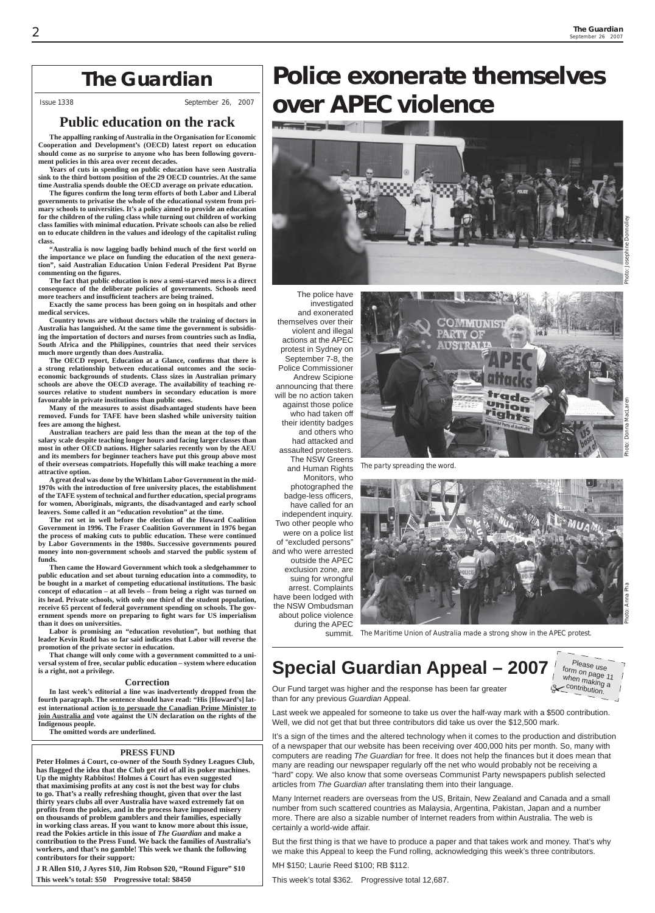# The Guardian

Issue 1338 September 26, 2007

## Public education on the rack

**The appalling ranking of Australia in the Organisation for Economic Cooperation and Development's (OECD) latest report on education should come as no surprise to anyone who has been following government policies in this area over recent decades.**

**Years of cuts in spending on public education have seen Australia sink to the third bottom position of the 29 OECD countries. At the same time Australia spends double the OECD average on private education.**

**The figures confirm the long term efforts of both Labor and Liberal governments to privatise the whole of the educational system from primary schools to universities. It's a policy aimed to provide an education for the children of the ruling class while turning out children of working class families with minimal education. Private schools can also be relied on to educate children in the values and ideology of the capitalist ruling class.**

**"Australia is now lagging badly behind much of the first world on the importance we place on funding the education of the next generation", said Australian Education Union Federal President Pat Byrne commenting on the figures.**

**The fact that public education is now a semi-starved mess is a direct consequence of the deliberate policies of governments. Schools need more teachers and insufficient teachers are being trained.**

**Exactly the same process has been going on in hospitals and other medical services.**

**Country towns are without doctors while the training of doctors in Australia has languished. At the same time the government is subsidising the importation of doctors and nurses from countries such as India, South Africa and the Philippines, countries that need their services much more urgently than does Australia.**

**The OECD report, Education at a Glance, confirms that there is a strong relationship between educational outcomes and the socio-economic backgrounds of students. Class sizes in Australian primary schools are above the OECD average. The availability of teaching resources relative to student numbers in secondary education is more favourable in private institutions than public ones.**

**Many of the measures to assist disadvantaged students have been removed. Funds for TAFE have been slashed while university tuition fees are among the highest.**

**Australian teachers are paid less than the mean at the top of the salary scale despite teaching longer hours and facing larger classes than most in other OECD nations. Higher salaries recently won by the AEU and its members for beginner teachers have put this group above most of their overseas compatriots. Hopefully this will make teaching a more attractive option.**

**A great deal was done by the Whitlam Labor Government in the mid-1970s with the introduction of free university places, the establishment of the TAFE system of technical and further education, special programs for women, Aboriginals, migrants, the disadvantaged and early school leavers. Some called it an "education revolution" at the time.**

**The rot set in well before the election of the Howard Coalition Government in 1996. The Fraser Coalition Government in 1976 began the process of making cuts to public education. These were continued by Labor Governments in the 1980s. Successive governments poured money into non-government schools and starved the public system of funds.**

**Then came the Howard Government which took a sledgehammer to public education and set about turning education into a commodity, to be bought in a market of competing educational institutions. The basic concept of education – at all levels – from being a right was turned on its head. Private schools, with only one third of the student population, receive 65 percent of federal government spending on schools. The government spends more on preparing to fight wars for US imperialism than it does on universities.**

**Labor is promising an "education revolution", but nothing that leader Kevin Rudd has so far said indicates that Labor will reverse the promotion of the private sector in education.**

**That change will only come with a government committed to a universal system of free, secular public education – system where education is a right, not a privilege.**

### Correction

**In last week's editorial a line was inadvertently dropped from the fourth paragraph. The sentence should have read: "His [Howard's] latest international action <u>is to persuade the Canadian Prime Minister to join Australia and</u> vote against the UN declaration on the rights of the Indigenous people.**

**The omitted words are underlined.**

### PRESS FUND

**Peter Holmes á Court, co-owner of the South Sydney Leagues Club, has flagged the idea that the Club get rid of all its poker machines. Up the mighty Rabbitos! Holmes á Court has even suggested that maximising profits at any cost is not the best way for clubs to go. That's a really refreshing thought, given that over the last thirty years clubs all over Australia have waxed extremely fat on profits from the pokies, and in the process have imposed misery on thousands of problem gamblers and their families, especially in working class areas. If you want to know more about this issue, read the Pokies article in this issue of *The Guardian* and make a contribution to the Press Fund. We back the families of Australia's workers, and that's no gamble! This week we thank the following contributors for their support:**

**J R Allen $10, J Ayres $10, Jim Robson $20, "Round Figure" $10**

**This week's total: $50 Progressive total: $8450**

# Police exonerate themselves over APEC violence

Photo: Josephine Donnolley

The police have investigated and exonerated themselves over their violent and illegal actions at the APEC protest in Sydney on September 7-8, the Police Commissioner Andrew Scipione announcing that there will be no action taken against those police who had taken off their identity badges and others who had attacked and assaulted protesters. The NSW Greens and Human Rights Monitors, who photographed the badge-less officers, have called for an independent inquiry. Two other people who were on a police list of "excluded persons" and who were arrested outside the APEC exclusion zone, are suing for wrongful arrest. Complaints have been lodged with the NSW Ombudsman about police violence during the APEC summit.

*The party spreading the word.* Photo: Donna MacLaren

*The Maritime Union of Australia made a strong show in the APEC protest.* Photo: Anna Pha

## Special Guardian Appeal – 2007

Please use form on page 11 when making a contribution.

Our Fund target was higher and the response has been far greater than for any previous *Guardian* Appeal.

Last week we appealed for someone to take us over the half-way mark with a $500 contribution. Well, we did not get that but three contributors did take us over the $12,500 mark.

It's a sign of the times and the altered technology when it comes to the production and distribution of a newspaper that our website has been receiving over 400,000 hits per month. So, many with computers are reading *The Guardian* for free. It does not help the finances but it does mean that many are reading our newspaper regularly off the net who would probably not be receiving a "hard" copy. We also know that some overseas Communist Party newspapers publish selected articles from *The Guardian* after translating them into their language.

Many Internet readers are overseas from the US, Britain, New Zealand and Canada and a small number from such scattered countries as Malaysia, Argentina, Pakistan, Japan and a number more. There are also a sizable number of Internet readers from within Australia. The web is certainly a world-wide affair.

But the first thing is that we have to produce a paper and that takes work and money. That's why we make this Appeal to keep the Fund rolling, acknowledging this week's three contributors.

MH $150; Laurie Reed $100; RB $112.

This week's total $362. Progressive total 12,687.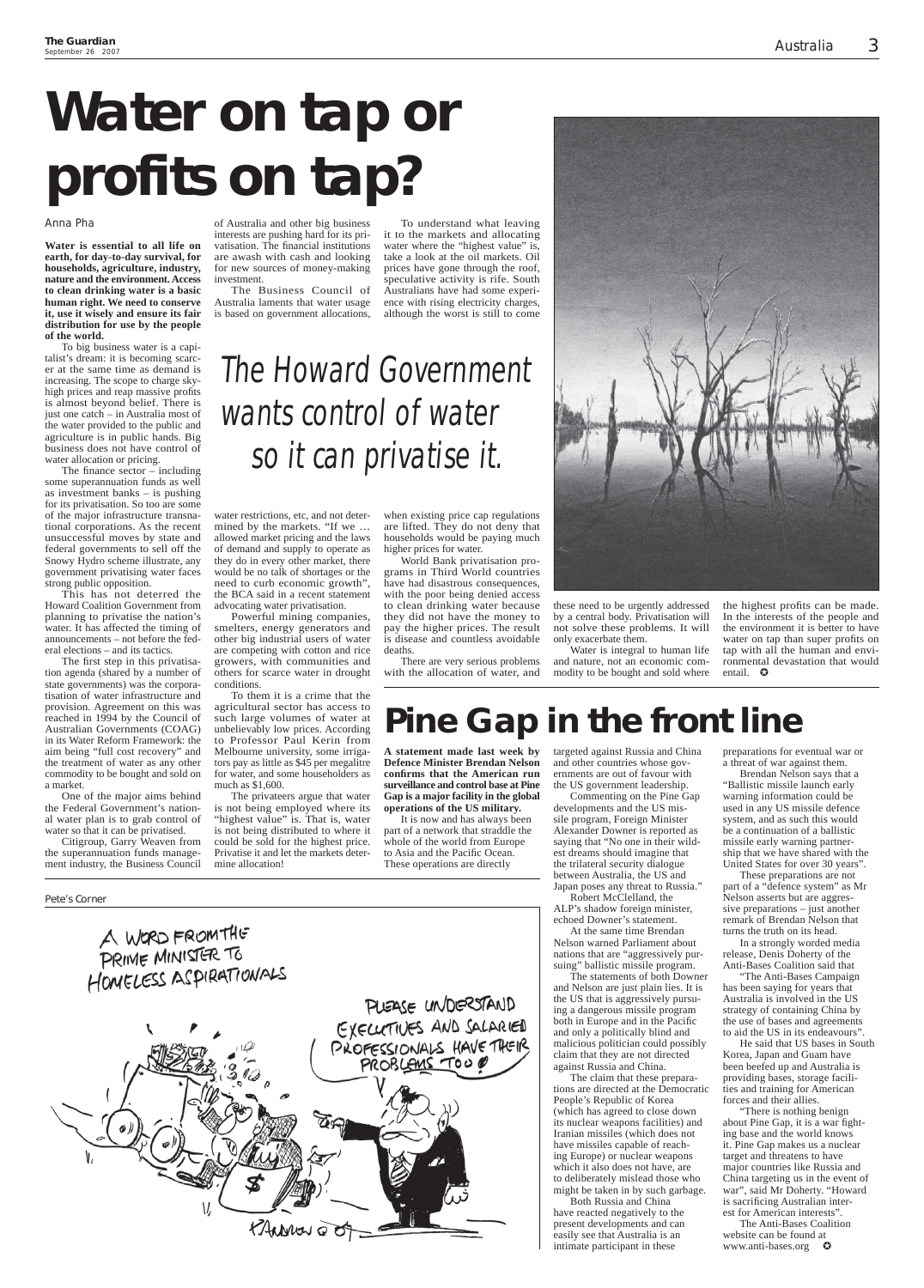# Water on tap or profits on tap?

Anna Pha

**Water is essential to all life on earth, for day-to-day survival, for households, agriculture, industry, nature and the environment. Access to clean drinking water is a basic human right. We need to conserve it, use it wisely and ensure its fair distribution for use by the people of the world.**

To big business water is a capitalist's dream: it is becoming scarcer at the same time as demand is increasing. The scope to charge sky-high prices and reap massive profits is almost beyond belief. There is just one catch – in Australia most of the water provided to the public and agriculture is in public hands. Big business does not have control of water allocation or pricing.

The finance sector – including some superannuation funds as well as investment banks – is pushing for its privatisation. So too are some of the major infrastructure transnational corporations. As the recent unsuccessful moves by state and federal governments to sell off the Snowy Hydro scheme illustrate, any government privatising water faces strong public opposition.

This has not deterred the Howard Coalition Government from planning to privatise the nation's water. It has affected the timing of announcements – not before the federal elections – and its tactics.

The first step in this privatisation agenda (shared by a number of state governments) was the corporatisation of water infrastructure and provision. Agreement on this was reached in 1994 by the Council of Australian Governments (COAG) in its Water Reform Framework: the aim being "full cost recovery" and the treatment of water as any other commodity to be bought and sold on a market.

One of the major aims behind the Federal Government's national water plan is to grab control of water so that it can be privatised.

Citigroup, Garry Weaven from the superannuation funds management industry, the Business Council of Australia and other big business interests are pushing hard for its privatisation. The financial institutions are awash with cash and looking for new sources of money-making investment.

The Business Council of Australia laments that water usage is based on government allocations, water restrictions, etc, and not determined by the markets. "If we … allowed market pricing and the laws of demand and supply to operate as they do in every other market, there would be no talk of shortages or the need to curb economic growth", the BCA said in a recent statement advocating water privatisation.

Powerful mining companies, smelters, energy generators and other big industrial users of water are competing with cotton and rice growers, with communities and others for scarce water in drought conditions.

To them it is a crime that the agricultural sector has access to such large volumes of water at unbelievably low prices. According to Professor Paul Kerin from Melbourne university, some irrigators pay as little as $45 per megalitre for water, and some householders as much as $1,600.

The privateers argue that water is not being employed where its "highest value" is. That is, water is not being distributed to where it could be sold for the highest price. Privatise it and let the markets determine allocation!

*The Howard Government wants control of water so it can privatise it.*

To understand what leaving it to the markets and allocating water where the "highest value" is, take a look at the oil markets. Oil prices have gone through the roof, speculative activity is rife. South Australians have had some experience with rising electricity charges, although the worst is still to come when existing price cap regulations are lifted. They do not deny that households would be paying much higher prices for water.

World Bank privatisation programs in Third World countries have had disastrous consequences, with the poor being denied access to clean drinking water because they did not have the money to pay the higher prices. The result is disease and countless avoidable deaths.

There are very serious problems with the allocation of water, and these need to be urgently addressed by a central body. Privatisation will not solve these problems. It will only exacerbate them.

Water is integral to human life and nature, not an economic commodity to be bought and sold where the highest profits can be made. In the interests of the people and the environment it is better to have water on tap than super profits on tap with all the human and environmental devastation that would entail. ✪

# Pine Gap in the front line

**A statement made last week by Defence Minister Brendan Nelson confirms that the American run surveillance and control base at Pine Gap is a major facility in the global operations of the US military.**

It is now and has always been part of a network that straddle the whole of the world from Europe to Asia and the Pacific Ocean. These operations are directly targeted against Russia and China and other countries whose governments are out of favour with the US government leadership.

Commenting on the Pine Gap developments and the US missile program, Foreign Minister Alexander Downer is reported as saying that "No one in their wildest dreams should imagine that the trilateral security dialogue between Australia, the US and Japan poses any threat to Russia."

Robert McClelland, the ALP's shadow foreign minister, echoed Downer's statement.

At the same time Brendan Nelson warned Parliament about nations that are "aggressively pursuing" ballistic missile program.

The statements of both Downer and Nelson are just plain lies. It is the US that is aggressively pursuing a dangerous missile program both in Europe and in the Pacific and only a politically blind and malicious politician could possibly claim that they are not directed against Russia and China.

The claim that these preparations are directed at the Democratic People's Republic of Korea (which has agreed to close down its nuclear weapons facilities) and Iranian missiles (which does not have missiles capable of reaching Europe) or nuclear weapons which it also does not have, are to deliberately mislead those who might be taken in by such garbage.

Both Russia and China have reacted negatively to the present developments and can easily see that Australia is an intimate participant in these preparations for eventual war or a threat of war against them.

Brendan Nelson says that a "Ballistic missile launch early warning information could be used in any US missile defence system, and as such this would be a continuation of a ballistic missile early warning partnership that we have shared with the United States for over 30 years".

These preparations are not part of a "defence system" as Mr Nelson asserts but are aggressive preparations – just another remark of Brendan Nelson that turns the truth on its head.

In a strongly worded media release, Denis Doherty of the Anti-Bases Coalition said that

"The Anti-Bases Campaign has been saying for years that Australia is involved in the US strategy of containing China by the use of bases and agreements to aid the US in its endeavours".

He said that US bases in South Korea, Japan and Guam have been beefed up and Australia is providing bases, storage facilities and training for American forces and their allies.

"There is nothing benign about Pine Gap, it is a war fighting base and the world knows it. Pine Gap makes us a nuclear target and threatens to have major countries like Russia and China targeting us in the event of war", said Mr Doherty. "Howard is sacrificing Australian interest for American interests".

The Anti-Bases Coalition website can be found at www.anti-bases.org ✪

Pete's Corner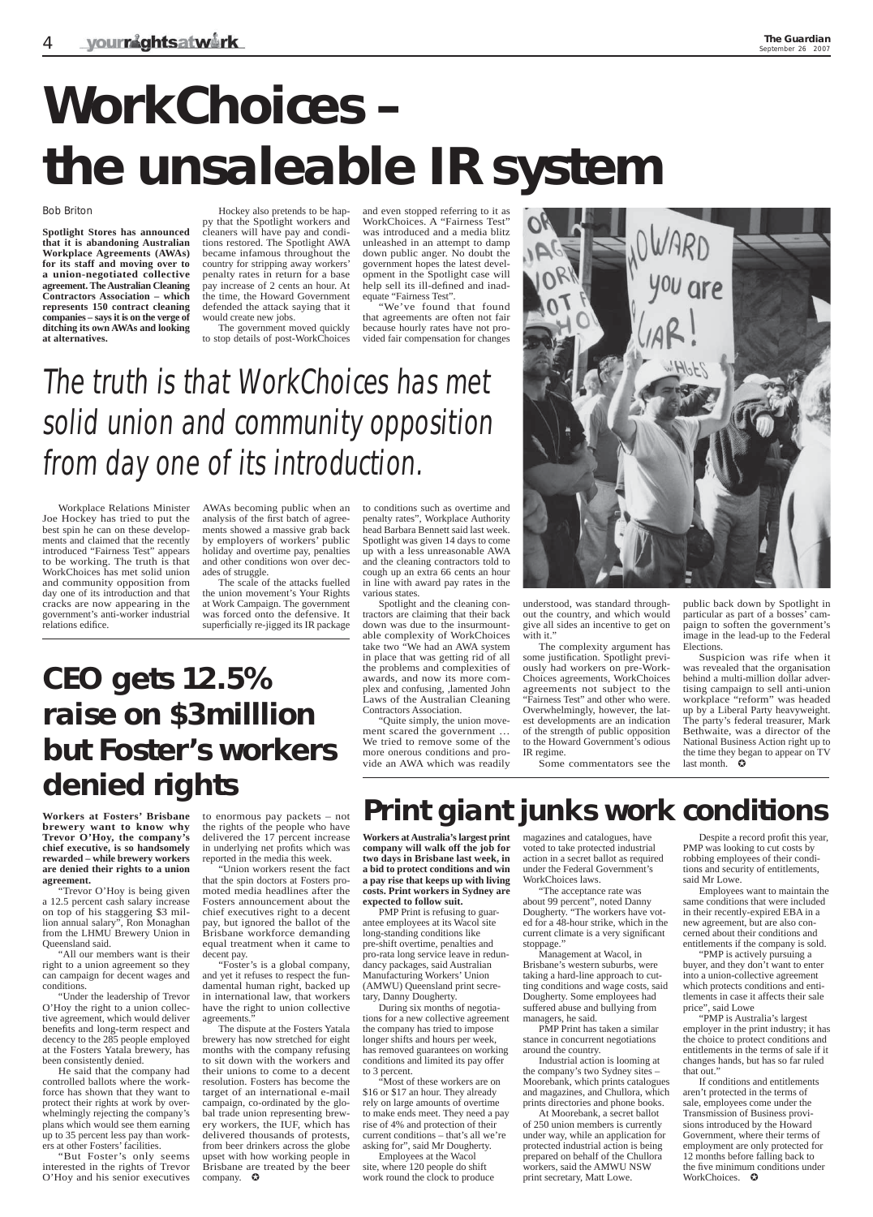# WorkChoices – the unsaleable IR system

Bob Briton

**Spotlight Stores has announced that it is abandoning Australian Workplace Agreements (AWAs) for its staff and moving over to a union-negotiated collective agreement. The Australian Cleaning Contractors Association – which represents 150 contract cleaning companies – says it is on the verge of ditching its own AWAs and looking at alternatives.**

*The truth is that WorkChoices has met solid union and community opposition from day one of its introduction.*

Workplace Relations Minister Joe Hockey has tried to put the best spin he can on these developments and claimed that the recently introduced "Fairness Test" appears to be working. The truth is that WorkChoices has met solid union and community opposition from day one of its introduction and that cracks are now appearing in the government's anti-worker industrial relations edifice.

Hockey also pretends to be happy that the Spotlight workers and cleaners will have pay and conditions restored. The Spotlight AWA became infamous throughout the country for stripping away workers' penalty rates in return for a base pay increase of 2 cents an hour. At the time, the Howard Government defended the attack saying that it would create new jobs.

The government moved quickly to stop details of post-WorkChoices AWAs becoming public when an analysis of the first batch of agreements showed a massive grab back by employers of workers' public holiday and overtime pay, penalties and other conditions won over decades of struggle.

The scale of the attacks fuelled the union movement's Your Rights at Work Campaign. The government was forced onto the defensive. It superficially re-jigged its IR package and even stopped referring to it as WorkChoices. A "Fairness Test" was introduced and a media blitz unleashed in an attempt to damp down public anger. No doubt the government hopes the latest development in the Spotlight case will help sell its ill-defined and inadequate "Fairness Test".

"We've found that found that agreements are often not fair because hourly rates have not provided fair compensation for changes to conditions such as overtime and penalty rates", Workplace Authority head Barbara Bennett said last week. Spotlight was given 14 days to come up with a less unreasonable AWA and the cleaning contractors told to cough up an extra 66 cents an hour in line with award pay rates in the various states.

Spotlight and the cleaning contractors are claiming that their back down was due to the insurmountable complexity of WorkChoices take two "We had an AWA system in place that was getting rid of all the problems and complexities of awards, and now its more complex and confusing, ,lamented John Laws of the Australian Cleaning Contractors Association.

"Quite simply, the union movement scared the government … We tried to remove some of the more onerous conditions and provide an AWA which was readily understood, was standard throughout the country, and which would give all sides an incentive to get on with it."

The complexity argument has some justification. Spotlight previously had workers on pre-WorkChoices agreements, WorkChoices agreements not subject to the "Fairness Test" and other who were. Overwhelmingly, however, the latest developments are an indication of the strength of public opposition to the Howard Government's odious IR regime.

Some commentators see the public back down by Spotlight in particular as part of a bosses' campaign to soften the government's image in the lead-up to the Federal Elections.

Suspicion was rife when it was revealed that the organisation behind a multi-million dollar advertising campaign to sell anti-union workplace "reform" was headed up by a Liberal Party heavyweight. The party's federal treasurer, Mark Bethwaite, was a director of the National Business Action right up to the time they began to appear on TV last month. ✪

# CEO gets 12.5% raise on $3milllion but Foster's workers denied rights

**Workers at Fosters' Brisbane brewery want to know why Trevor O'Hoy, the company's chief executive, is so handsomely rewarded – while brewery workers are denied their rights to a union agreement.**

"Trevor O'Hoy is being given a 12.5 percent cash salary increase on top of his staggering $3 million annual salary", Ron Monaghan from the LHMU Brewery Union in Queensland said.

"All our members want is their right to a union agreement so they can campaign for decent wages and conditions.

"Under the leadership of Trevor O'Hoy the right to a union collective agreement, which would deliver benefits and long-term respect and decency to the 285 people employed at the Fosters Yatala brewery, has been consistently denied.

He said that the company had controlled ballots where the workforce has shown that they want to protect their rights at work by overwhelmingly rejecting the company's plans which would see them earning up to 35 percent less pay than workers at other Fosters' facilities.

"But Foster's only seems interested in the rights of Trevor O'Hoy and his senior executives to enormous pay packets – not the rights of the people who have delivered the 17 percent increase in underlying net profits which was reported in the media this week.

"Union workers resent the fact that the spin doctors at Fosters promoted media headlines after the Fosters announcement about the chief executives right to a decent pay, but ignored the ballot of the Brisbane workforce demanding equal treatment when it came to decent pay.

"Foster's is a global company, and yet it refuses to respect the fundamental human right, backed up in international law, that workers have the right to union collective agreements."

The dispute at the Fosters Yatala brewery has now stretched for eight months with the company refusing to sit down with the workers and their unions to come to a decent resolution. Fosters has become the target of an international e-mail campaign, co-ordinated by the global trade union representing brewery workers, the IUF, which has delivered thousands of protests, from beer drinkers across the globe upset with how working people in Brisbane are treated by the beer company. ✪

# Print giant junks work conditions

**Workers at Australia's largest print company will walk off the job for two days in Brisbane last week, in a bid to protect conditions and win a pay rise that keeps up with living costs. Print workers in Sydney are expected to follow suit.**

PMP Print is refusing to guarantee employees at its Wacol site long-standing conditions like pre-shift overtime, penalties and pro-rata long service leave in redundancy packages, said Australian Manufacturing Workers' Union (AMWU) Queensland print secretary, Danny Dougherty.

During six months of negotiations for a new collective agreement the company has tried to impose longer shifts and hours per week, has removed guarantees on working conditions and limited its pay offer to 3 percent.

"Most of these workers are on $16 or $17 an hour. They already rely on large amounts of overtime to make ends meet. They need a pay rise of 4% and protection of their current conditions – that's all we're asking for", said Mr Dougherty.

Employees at the Wacol site, where 120 people do shift work round the clock to produce magazines and catalogues, have voted to take protected industrial action in a secret ballot as required under the Federal Government's WorkChoices laws.

"The acceptance rate was about 99 percent", noted Danny Dougherty. "The workers have voted for a 48-hour strike, which in the current climate is a very significant stoppage."

Management at Wacol, in Brisbane's western suburbs, were taking a hard-line approach to cutting conditions and wage costs, said Dougherty. Some employees had suffered abuse and bullying from managers, he said.

PMP Print has taken a similar stance in concurrent negotiations around the country.

Industrial action is looming at the company's two Sydney sites – Moorebank, which prints catalogues and magazines, and Chullora, which prints directories and phone books.

At Moorebank, a secret ballot of 250 union members is currently under way, while an application for protected industrial action is being prepared on behalf of the Chullora workers, said the AMWU NSW print secretary, Matt Lowe.

Despite a record profit this year, PMP was looking to cut costs by robbing employees of their conditions and security of entitlements, said Mr Lowe.

Employees want to maintain the same conditions that were included in their recently-expired EBA in a new agreement, but are also concerned about their conditions and entitlements if the company is sold.

"PMP is actively pursuing a buyer, and they don't want to enter into a union-collective agreement which protects conditions and entitlements in case it affects their sale price", said Lowe

"PMP is Australia's largest employer in the print industry; it has the choice to protect conditions and entitlements in the terms of sale if it changes hands, but has so far ruled that out."

If conditions and entitlements aren't protected in the terms of sale, employees come under the Transmission of Business provisions introduced by the Howard Government, where their terms of employment are only protected for 12 months before falling back to the five minimum conditions under WorkChoices. ✪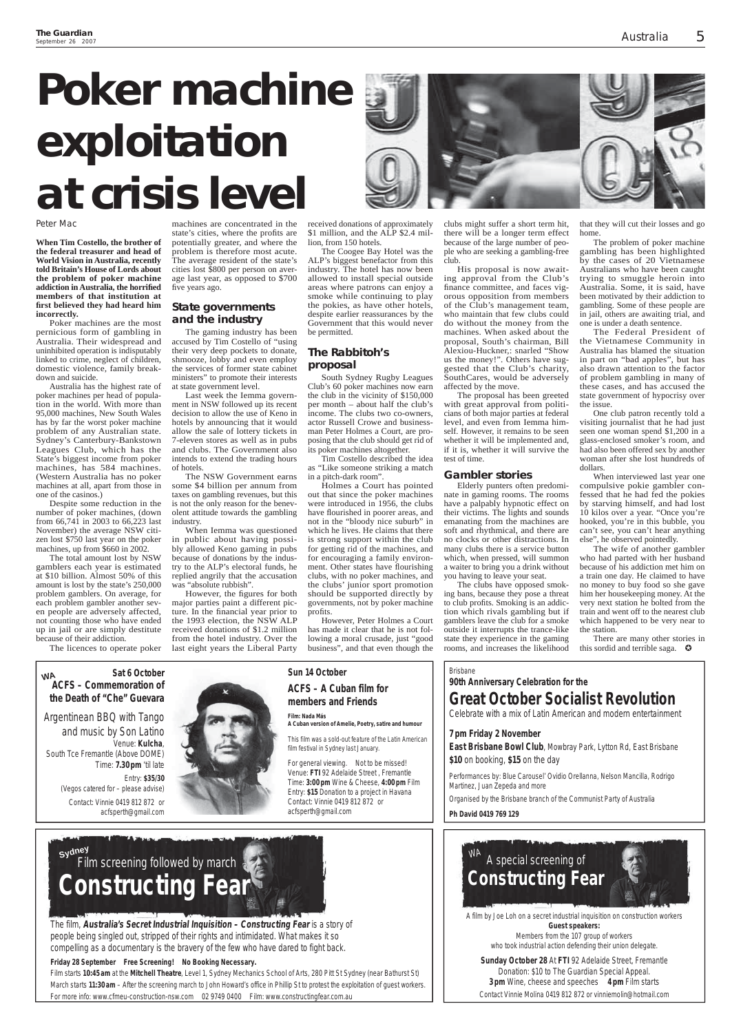# Poker machine exploitation at crisis level

Peter Mac

**When Tim Costello, the brother of the federal treasurer and head of World Vision in Australia, recently told Britain's House of Lords about the problem of poker machine addiction in Australia, the horrified members of that institution at first believed they had heard him incorrectly.**

Poker machines are the most pernicious form of gambling in Australia. Their widespread and uninhibited operation is indisputably linked to crime, neglect of children, domestic violence, family breakdown and suicide.

Australia has the highest rate of poker machines per head of population in the world. With more than 95,000 machines, New South Wales has by far the worst poker machine problem of any Australian state. Sydney's Canterbury-Bankstown Leagues Club, which has the State's biggest income from poker machines, has 584 machines. (Western Australia has no poker machines at all, apart from those in one of the casinos.)

Despite some reduction in the number of poker machines, (down from 66,741 in 2003 to 66,223 last November) the average NSW citizen lost $750 last year on the poker machines, up from $660 in 2002.

The total amount lost by NSW gamblers each year is estimated at $10 billion. Almost 50% of this amount is lost by the state's 250,000 problem gamblers. On average, for each problem gambler another seven people are adversely affected, not counting those who have ended up in jail or are simply destitute because of their addiction.

The licences to operate poker machines are concentrated in the state's cities, where the profits are potentially greater, and where the problem is therefore most acute. The average resident of the state's cities lost $800 per person on average last year, as opposed to $700 five years ago.

## State governments and the industry

The gaming industry has been accused by Tim Costello of "using their very deep pockets to donate, shmooze, lobby and even employ the services of former state cabinet ministers" to promote their interests at state government level.

Last week the Iemma government in NSW followed up its recent decision to allow the use of Keno in hotels by announcing that it would allow the sale of lottery tickets in 7-eleven stores as well as in pubs and clubs. The Government also intends to extend the trading hours of hotels.

The NSW Government earns some $4 billion per annum from taxes on gambling revenues, but this is not the only reason for the benevolent attitude towards the gambling industry.

When Iemma was questioned in public about having possibly allowed Keno gaming in pubs because of donations by the industry to the ALP's electoral funds, he replied angrily that the accusation was "absolute rubbish".

However, the figures for both major parties paint a different picture. In the financial year prior to the 1993 election, the NSW ALP received donations of $1.2 million from the hotel industry. Over the last eight years the Liberal Party received donations of approximately $1 million, and the ALP $2.4 million, from 150 hotels.

The Coogee Bay Hotel was the ALP's biggest benefactor from this industry. The hotel has now been allowed to install special outside areas where patrons can enjoy a smoke while continuing to play the pokies, as have other hotels, despite earlier reassurances by the Government that this would never be permitted.

## The Rabbitoh's proposal

South Sydney Rugby Leagues Club's 60 poker machines now earn the club in the vicinity of $150,000 per month – about half the club's income. The clubs two co-owners, actor Russell Crowe and businessman Peter Holmes a Court, are proposing that the club should get rid of its poker machines altogether.

Tim Costello described the idea as "Like someone striking a match in a pitch-dark room".

Holmes a Court has pointed out that since the poker machines were introduced in 1956, the clubs have flourished in poorer areas, and not in the "bloody nice suburb" in which he lives. He claims that there is strong support within the club for getting rid of the machines, and for encouraging a family environment. Other states have flourishing clubs, with no poker machines, and the clubs' junior sport promotion should be supported directly by governments, not by poker machine profits.

However, Peter Holmes a Court has made it clear that he is not following a moral crusade, just "good business", and that even though the clubs might suffer a short term hit, there will be a longer term effect because of the large number of people who are seeking a gambling-free club.

His proposal is now awaiting approval from the Club's finance committee, and faces vigorous opposition from members of the Club's management team, who maintain that few clubs could do without the money from the machines. When asked about the proposal, South's chairman, Bill Alexiou-Huckner,: snarled "Show us the money!". Others have suggested that the Club's charity, SouthCares, would be adversely affected by the move.

The proposal has been greeted with great approval from politicians of both major parties at federal level, and even from Iemma himself. However, it remains to be seen whether it will be implemented and, if it is, whether it will survive the test of time.

## Gambler stories

Elderly punters often predominate in gaming rooms. The rooms have a palpably hypnotic effect on their victims. The lights and sounds emanating from the machines are soft and rhythmical, and there are no clocks or other distractions. In many clubs there is a service button which, when pressed, will summon a waiter to bring you a drink without you having to leave your seat.

The clubs have opposed smoking bans, because they pose a threat to club profits. Smoking is an addiction which rivals gambling but if gamblers leave the club for a smoke outside it interrupts the trance-like state they experience in the gaming rooms, and increases the likelihood that they will cut their losses and go home.

The problem of poker machine gambling has been highlighted by the cases of 20 Vietnamese Australians who have been caught trying to smuggle heroin into Australia. Some, it is said, have been motivated by their addiction to gambling. Some of these people are in jail, others are awaiting trial, and one is under a death sentence.

The Federal President of the Vietnamese Community in Australia has blamed the situation in part on "bad apples", but has also drawn attention to the factor of problem gambling in many of these cases, and has accused the state government of hypocrisy over the issue.

One club patron recently told a visiting journalist that he had just seen one woman spend $1,200 in a glass-enclosed smoker's room, and had also been offered sex by another woman after she lost hundreds of dollars.

When interviewed last year one compulsive pokie gambler confessed that he had fed the pokies by starving himself, and had lost 10 kilos over a year. "Once you're hooked, you're in this bubble, you can't see, you can't hear anything else", he observed pointedly.

The wife of another gambler who had parted with her husband because of his addiction met him on a train one day. He claimed to have no money to buy food so she gave him her housekeeping money. At the very next station he bolted from the train and went off to the nearest club which happened to be very near to the station.

There are many other stories in this sordid and terrible saga. ✪

---

WA

**Sat 6 October**

**ACFS – Commemoration of the Death of "Che" Guevara**

Argentinean BBQ with Tango and music by Son Latino

Venue: **Kulcha**, South Tce Fremantle (Above DOME)

Time: **7.30 pm** 'til late

Entry: **$35/30**

(Vegos catered for – please advise)

Contact: Vinnie 0419 812 872 or acfsperth@gmail.com

---

**Sun 14 October**

**ACFS – A Cuban film for members and Friends**

**Film: Nada Más**
**A Cuban version of Amelie, Poetry, satire and humour**

This film was a sold-out feature of the Latin American film festival in Sydney last January.

For general viewing. Not to be missed!
Venue: **FTI** 92 Adelaide Street , Fremantle
Time: **3:00 pm** Wine & Cheese, **4:00 pm** Film
Entry: **$15** Donation to a project in Havana
Contact: Vinnie 0419 812 872 or acfsperth@gmail.com

---

Brisbane

**90th Anniversary Celebration for the**

## Great October Socialist Revolution

Celebrate with a mix of Latin American and modern entertainment

**7 pm Friday 2 November**

**East Brisbane Bowl Club**, Mowbray Park, Lytton Rd, East Brisbane

**$10** on booking, **$15** on the day

Performances by: Blue Carousel' Ovidio Orellanna, Nelson Mancilla, Rodrigo Martinez, Juan Zepeda and more

Organised by the Brisbane branch of the Communist Party of Australia

**Ph David 0419 769 129**

---

Sydney

Film screening followed by march

## Constructing Fear

The film, ***Australia's Secret Industrial Inquisition – Constructing Fear*** is a story of people being singled out, stripped of their rights and intimidated. What makes it so compelling as a documentary is the bravery of the few who have dared to fight back.

**Friday 28 September Free Screening! No Booking Necessary.**

Film starts **10:45 am** at the **Mitchell Theatre**, Level 1, Sydney Mechanics School of Arts, 280 Pitt St Sydney (near Bathurst St)

March starts **11:30 am** – After the screening march to John Howard's office in Phillip St to protest the exploitation of guest workers.

For more info: www.cfmeu-construction-nsw.com 02 9749 0400 Film: www.constructingfear.com.au

---

WA

A special screening of

## Constructing Fear

A film by Joe Loh on a secret industrial inquisition on construction workers

**Guest speakers:**

Members from the 107 group of workers who took industrial action defending their union delegate.

**Sunday October 28** At **FTI** 92 Adelaide Street, Fremantle

Donation: $10 to The Guardian Special Appeal.

**3 pm** Wine, cheese and speeches **4 pm** Film starts

Contact Vinnie Molina 0419 812 872 or vinniemolin@hotmail.com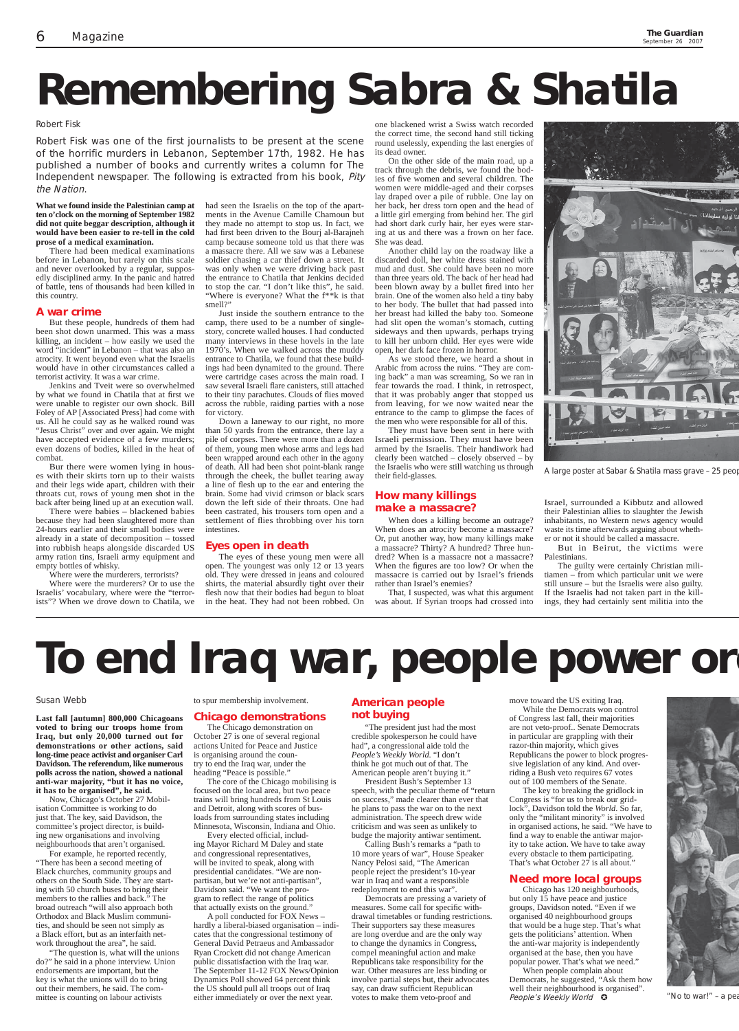# Remembering Sabra & Shatila

Robert Fisk

Robert Fisk was one of the first journalists to be present at the scene of the horrific murders in Lebanon, September 17th, 1982. He has published a number of books and currently writes a column for The Independent newspaper. The following is extracted from his book, *Pity the Nation*.

**What we found inside the Palestinian camp at ten o'clock on the morning of September 1982 did not quite beggar description, although it would have been easier to re-tell in the cold prose of a medical examination.**

There had been medical examinations before in Lebanon, but rarely on this scale and never overlooked by a regular, supposedly disciplined army. In the panic and hatred of battle, tens of thousands had been killed in this country.

## A war crime

But these people, hundreds of them had been shot down unarmed. This was a mass killing, an incident – how easily we used the word "incident" in Lebanon – that was also an atrocity. It went beyond even what the Israelis would have in other circumstances called a terrorist activity. It was a war crime.

Jenkins and Tveit were so overwhelmed by what we found in Chatila that at first we were unable to register our own shock. Bill Foley of AP [Associated Press] had come with us. All he could say as he walked round was "Jesus Christ" over and over again. We might have accepted evidence of a few murders; even dozens of bodies, killed in the heat of combat.

Bur there were women lying in houses with their skirts torn up to their waists and their legs wide apart, children with their throats cut, rows of young men shot in the back after being lined up at an execution wall.

There were babies – blackened babies because they had been slaughtered more than 24-hours earlier and their small bodies were already in a state of decomposition – tossed into rubbish heaps alongside discarded US army ration tins, Israeli army equipment and empty bottles of whisky.

Where were the murderers, terrorists?

Where were the murderers? Or to use the Israelis' vocabulary, where were the "terrorists"? When we drove down to Chatila, we had seen the Israelis on the top of the apartments in the Avenue Camille Chamoun but they made no attempt to stop us. In fact, we had first been driven to the Bourj al-Barajneh camp because someone told us that there was a massacre there. All we saw was a Lebanese soldier chasing a car thief down a street. It was only when we were driving back past the entrance to Chatila that Jenkins decided to stop the car. "I don't like this", he said. "Where is everyone? What the f**k is that smell?"

Just inside the southern entrance to the camp, there used to be a number of single-story, concrete walled houses. I had conducted many interviews in these hovels in the late 1970's. When we walked across the muddy entrance to Chatila, we found that these buildings had been dynamited to the ground. There were cartridge cases across the main road. I saw several Israeli flare canisters, still attached to their tiny parachutes. Clouds of flies moved across the rubble, raiding parties with a nose for victory.

Down a laneway to our right, no more than 50 yards from the entrance, there lay a pile of corpses. There were more than a dozen of them, young men whose arms and legs had been wrapped around each other in the agony of death. All had been shot point-blank range through the cheek, the bullet tearing away a line of flesh up to the ear and entering the brain. Some had vivid crimson or black scars down the left side of their throats. One had been castrated, his trousers torn open and a settlement of flies throbbing over his torn intestines.

## Eyes open in death

The eyes of these young men were all open. The youngest was only 12 or 13 years old. They were dressed in jeans and coloured shirts, the material absurdly tight over their flesh now that their bodies had begun to bloat in the heat. They had not been robbed. On one blackened wrist a Swiss watch recorded the correct time, the second hand still ticking round uselessly, expending the last energies of its dead owner.

On the other side of the main road, up a track through the debris, we found the bodies of five women and several children. The women were middle-aged and their corpses lay draped over a pile of rubble. One lay on her back, her dress torn open and the head of a little girl emerging from behind her. The girl had short dark curly hair, her eyes were staring at us and there was a frown on her face. She was dead.

Another child lay on the roadway like a discarded doll, her white dress stained with mud and dust. She could have been no more than three years old. The back of her head had been blown away by a bullet fired into her brain. One of the women also held a tiny baby to her body. The bullet that had passed into her breast had killed the baby too. Someone had slit open the woman's stomach, cutting sideways and then upwards, perhaps trying to kill her unborn child. Her eyes were wide open, her dark face frozen in horror.

As we stood there, we heard a shout in Arabic from across the ruins. "They are coming back" a man was screaming, So we ran in fear towards the road. I think, in retrospect, that it was probably anger that stopped us from leaving, for we now waited near the entrance to the camp to glimpse the faces of the men who were responsible for all of this.

They must have been sent in here with Israeli permission. They must have been armed by the Israelis. Their handiwork had clearly been watched – closely observed – by the Israelis who were still watching us through their field-glasses.

## How many killings make a massacre?

When does a killing become an outrage? When does an atrocity become a massacre? Or, put another way, how many killings make a massacre? Thirty? A hundred? Three hundred? When is a massacre not a massacre? When the figures are too low? Or when the massacre is carried out by Israel's friends rather than Israel's enemies?

That, I suspected, was what this argument was about. If Syrian troops had crossed into Israel, surrounded a Kibbutz and allowed their Palestinian allies to slaughter the Jewish inhabitants, no Western news agency would waste its time afterwards arguing about whether or not it should be called a massacre.

But in Beirut, the victims were Palestinians.

The guilty were certainly Christian militiamen – from which particular unit we were still unsure – but the Israelis were also guilty. If the Israelis had not taken part in the killings, they had certainly sent militia into the

A large poster at Sabar & Shatila mass grave – 25 peop

# To end Iraq war, people power or

Susan Webb

**Last fall [autumn] 800,000 Chicagoans voted to bring our troops home from Iraq, but only 20,000 turned out for demonstrations or other actions, said long-time peace activist and organiser Carl Davidson. The referendum, like numerous polls across the nation, showed a national anti-war majority, "but it has no voice, it has to be organised", he said.**

Now, Chicago's October 27 Mobilisation Committee is working to do just that. The key, said Davidson, the committee's project director, is building new organisations and involving neighbourhoods that aren't organised.

For example, he reported recently, "There has been a second meeting of Black churches, community groups and others on the South Side. They are starting with 50 church buses to bring their members to the rallies and back." The broad outreach "will also approach both Orthodox and Black Muslim communities, and should be seen not simply as a Black effort, but as an interfaith network throughout the area", he said.

"The question is, what will the unions do?" he said in a phone interview. Union endorsements are important, but the key is what the unions will do to bring out their members, he said. The committee is counting on labour activists to spur membership involvement.

## Chicago demonstrations

The Chicago demonstration on October 27 is one of several regional actions United for Peace and Justice is organising around the country to end the Iraq war, under the heading "Peace is possible."

The core of the Chicago mobilising is focused on the local area, but two peace trains will bring hundreds from St Louis and Detroit, along with scores of busloads from surrounding states including Minnesota, Wisconsin, Indiana and Ohio.

Every elected official, including Mayor Richard M Daley and state and congressional representatives, will be invited to speak, along with presidential candidates. "We are non-partisan, but we're not anti-partisan", Davidson said. "We want the program to reflect the range of politics that actually exists on the ground."

A poll conducted for FOX News – hardly a liberal-biased organisation – indicates that the congressional testimony of General David Petraeus and Ambassador Ryan Crockett did not change American public dissatisfaction with the Iraq war. The September 11-12 FOX News/Opinion Dynamics Poll showed 64 percent think the US should pull all troops out of Iraq either immediately or over the next year.

## American people not buying

"The president just had the most credible spokesperson he could have had", a congressional aide told the *People's Weekly World*. "I don't think he got much out of that. The American people aren't buying it."

President Bush's September 13 speech, with the peculiar theme of "return on success," made clearer than ever that he plans to pass the war on to the next administration. The speech drew wide criticism and was seen as unlikely to budge the majority antiwar sentiment.

Calling Bush's remarks a "path to 10 more years of war", House Speaker Nancy Pelosi said, "The American people reject the president's 10-year war in Iraq and want a responsible redeployment to end this war".

Democrats are pressing a variety of measures. Some call for specific withdrawal timetables or funding restrictions. Their supporters say these measures are long overdue and are the only way to change the dynamics in Congress, compel meaningful action and make Republicans take responsibility for the war. Other measures are less binding or involve partial steps but, their advocates say, can draw sufficient Republican votes to make them veto-proof and move toward the US exiting Iraq.

While the Democrats won control of Congress last fall, their majorities are not veto-proof.. Senate Democrats in particular are grappling with their razor-thin majority, which gives Republicans the power to block progressive legislation of any kind. And over-riding a Bush veto requires 67 votes out of 100 members of the Senate.

The key to breaking the gridlock in Congress is "for us to break our gridlock", Davidson told the *World*. So far, only the "militant minority" is involved in organised actions, he said. "We have to find a way to enable the antiwar majority to take action. We have to take away every obstacle to them participating. That's what October 27 is all about."

## Need more local groups

Chicago has 120 neighbourhoods, but only 15 have peace and justice groups, Davidson noted. "Even if we organised 40 neighbourhood groups that would be a huge step. That's what gets the politicians' attention. When the anti-war majority is independently organised at the base, then you have popular power. That's what we need."

When people complain about Democrats, he suggested, "Ask them how well their neighbourhood is organised". *People's Weekly World*

"No to war!" – a pea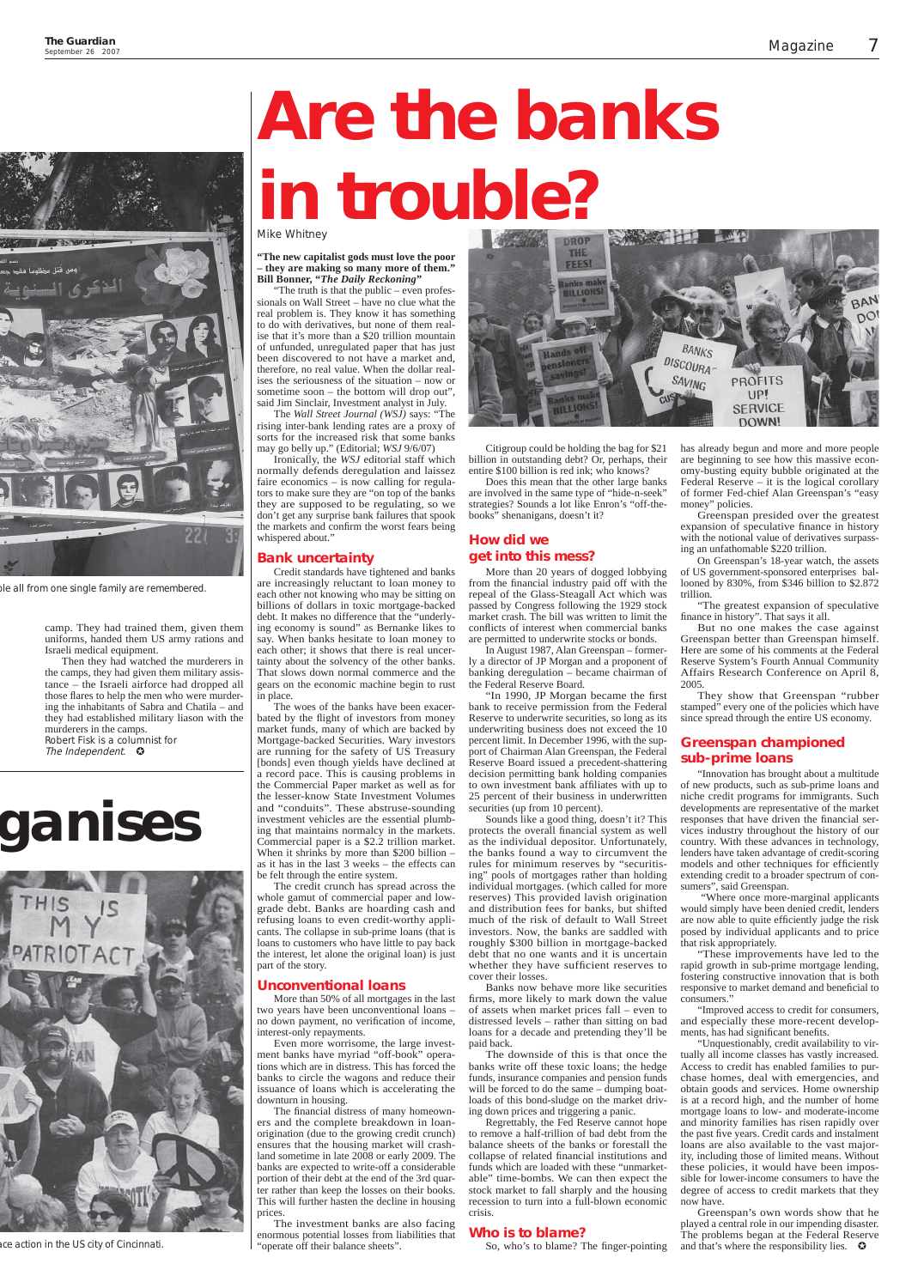ple all from one single family are remembered.

camp. They had trained them, given them uniforms, handed them US army rations and Israeli medical equipment.

Then they had watched the murderers in the camps, they had given them military assistance – the Israeli airforce had dropped all those flares to help the men who were murdering the inhabitants of Sabra and Chatila – and they had established military liason with the murderers in the camps.

Robert Fisk is a columnist for *The Independent.*

# ganises

ace action in the US city of Cincinnati.

# Are the banks in trouble?

Mike Whitney

**"The new capitalist gods must love the poor – they are making so many more of them." Bill Bonner, *"The Daily Reckoning"***

"The truth is that the public – even professionals on Wall Street – have no clue what the real problem is. They know it has something to do with derivatives, but none of them realise that it's more than a $20 trillion mountain of unfunded, unregulated paper that has just been discovered to not have a market and, therefore, no real value. When the dollar realises the seriousness of the situation – now or sometime soon – the bottom will drop out", said Jim Sinclair, Investment analyst in July.

The *Wall Street Journal* (*WSJ*) says: "The rising inter-bank lending rates are a proxy of sorts for the increased risk that some banks may go belly up." (Editorial; *WSJ* 9/6/07)

Ironically, the *WSJ* editorial staff which normally defends deregulation and laissez faire economics – is now calling for regulators to make sure they are "on top of the banks they are supposed to be regulating, so we don't get any surprise bank failures that spook the markets and confirm the worst fears being whispered about."

## Bank uncertainty

Credit standards have tightened and banks are increasingly reluctant to loan money to each other not knowing who may be sitting on billions of dollars in toxic mortgage-backed debt. It makes no difference that the "underlying economy is sound" as Bernanke likes to say. When banks hesitate to loan money to each other; it shows that there is real uncertainty about the solvency of the other banks. That slows down normal commerce and the gears on the economic machine begin to rust in place.

The woes of the banks have been exacerbated by the flight of investors from money market funds, many of which are backed by Mortgage-backed Securities. Wary investors are running for the safety of US Treasury [bonds] even though yields have declined at a record pace. This is causing problems in the Commercial Paper market as well as for the lesser-know State Investment Volumes and "conduits". These abstruse-sounding investment vehicles are the essential plumbing that maintains normalcy in the markets. Commercial paper is a $2.2 trillion market. When it shrinks by more than $200 billion – as it has in the last 3 weeks – the effects can be felt through the entire system.

The credit crunch has spread across the whole gamut of commercial paper and low-grade debt. Banks are hoarding cash and refusing loans to even credit-worthy applicants. The collapse in sub-prime loans (that is loans to customers who have little to pay back the interest, let alone the original loan) is just part of the story.

## Unconventional loans

More than 50% of all mortgages in the last two years have been unconventional loans – no down payment, no verification of income, interest-only repayments.

Even more worrisome, the large investment banks have myriad "off-book" operations which are in distress. This has forced the banks to circle the wagons and reduce their issuance of loans which is accelerating the downturn in housing.

The financial distress of many homeowners and the complete breakdown in loan-origination (due to the growing credit crunch) ensures that the housing market will crash-land sometime in late 2008 or early 2009. The banks are expected to write-off a considerable portion of their debt at the end of the 3rd quarter rather than keep the losses on their books. This will further hasten the decline in housing prices.

The investment banks are also facing enormous potential losses from liabilities that "operate off their balance sheets".

Citigroup could be holding the bag for $21 billion in outstanding debt? Or, perhaps, their entire $100 billion is red ink; who knows?

Does this mean that the other large banks are involved in the same type of "hide-n-seek" strategies? Sounds a lot like Enron's "off-the-books" shenanigans, doesn't it?

## How did we get into this mess?

More than 20 years of dogged lobbying from the financial industry paid off with the repeal of the Glass-Steagall Act which was passed by Congress following the 1929 stock market crash. The bill was written to limit the conflicts of interest when commercial banks are permitted to underwrite stocks or bonds.

In August 1987, Alan Greenspan – formerly a director of JP Morgan and a proponent of banking deregulation – became chairman of the Federal Reserve Board.

"In 1990, JP Morgan became the first bank to receive permission from the Federal Reserve to underwrite securities, so long as its underwriting business does not exceed the 10 percent limit. In December 1996, with the support of Chairman Alan Greenspan, the Federal Reserve Board issued a precedent-shattering decision permitting bank holding companies to own investment bank affiliates with up to 25 percent of their business in underwritten securities (up from 10 percent).

Sounds like a good thing, doesn't it? This protects the overall financial system as well as the individual depositor. Unfortunately, the banks found a way to circumvent the rules for minimum reserves by "securitising" pools of mortgages rather than holding individual mortgages. (which called for more reserves) This provided lavish origination and distribution fees for banks, but shifted much of the risk of default to Wall Street investors. Now, the banks are saddled with roughly $300 billion in mortgage-backed debt that no one wants and it is uncertain whether they have sufficient reserves to cover their losses.

Banks now behave more like securities firms, more likely to mark down the value of assets when market prices fall – even to distressed levels – rather than sitting on bad loans for a decade and pretending they'll be paid back.

The downside of this is that once the banks write off these toxic loans; the hedge funds, insurance companies and pension funds will be forced to do the same – dumping boatloads of this bond-sludge on the market driving down prices and triggering a panic.

Regrettably, the Fed Reserve cannot hope to remove a half-trillion of bad debt from the balance sheets of the banks or forestall the collapse of related financial institutions and funds which are loaded with these "unmarketable" time-bombs. We can then expect the stock market to fall sharply and the housing recession to turn into a full-blown economic crisis.

## Who is to blame?

So, who's to blame? The finger-pointing has already begun and more and more people are beginning to see how this massive economy-busting equity bubble originated at the Federal Reserve – it is the logical corollary of former Fed-chief Alan Greenspan's "easy money" policies.

Greenspan presided over the greatest expansion of speculative finance in history with the notional value of derivatives surpassing an unfathomable $220 trillion.

On Greenspan's 18-year watch, the assets of US government-sponsored enterprises ballooned by 830%, from $346 billion to $2.872 trillion.

"The greatest expansion of speculative finance in history". That says it all.

But no one makes the case against Greenspan better than Greenspan himself. Here are some of his comments at the Federal Reserve System's Fourth Annual Community Affairs Research Conference on April 8, 2005.

They show that Greenspan "rubber stamped" every one of the policies which have since spread through the entire US economy.

## Greenspan championed sub-prime loans

"Innovation has brought about a multitude of new products, such as sub-prime loans and niche credit programs for immigrants. Such developments are representative of the market responses that have driven the financial services industry throughout the history of our country. With these advances in technology, lenders have taken advantage of credit-scoring models and other techniques for efficiently extending credit to a broader spectrum of consumers", said Greenspan.

"Where once more-marginal applicants would simply have been denied credit, lenders are now able to quite efficiently judge the risk posed by individual applicants and to price that risk appropriately.

"These improvements have led to the rapid growth in sub-prime mortgage lending, fostering constructive innovation that is both responsive to market demand and beneficial to consumers."

"Improved access to credit for consumers, and especially these more-recent developments, has had significant benefits.

"Unquestionably, credit availability to virtually all income classes has vastly increased. Access to credit has enabled families to purchase homes, deal with emergencies, and obtain goods and services. Home ownership is at a record high, and the number of home mortgage loans to low- and moderate-income and minority families has risen rapidly over the past five years. Credit cards and instalment loans are also available to the vast majority, including those of limited means. Without these policies, it would have been impossible for lower-income consumers to have the degree of access to credit markets that they now have.

Greenspan's own words show that he played a central role in our impending disaster. The problems began at the Federal Reserve and that's where the responsibility lies.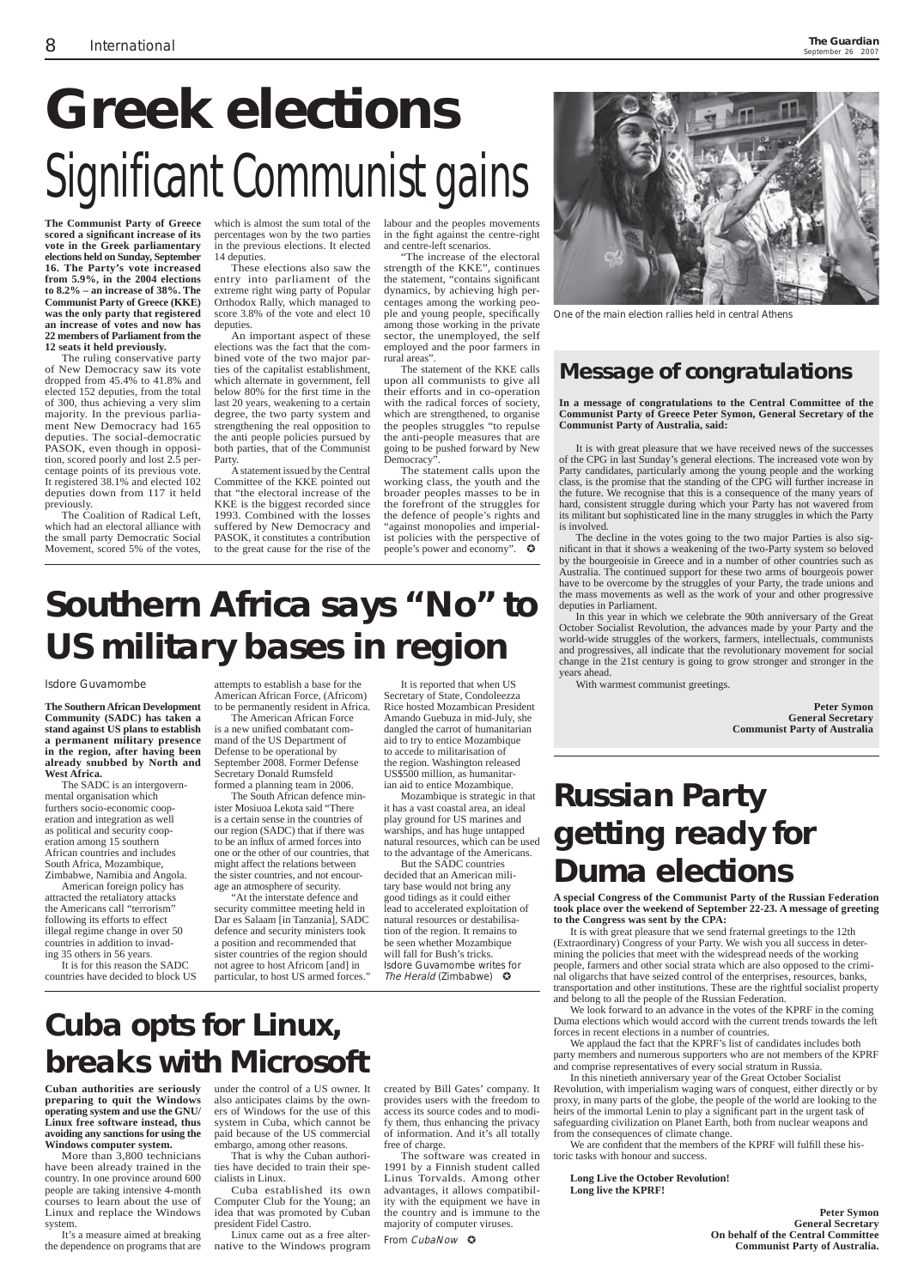# Greek elections

## Significant Communist gains

**The Communist Party of Greece scored a significant increase of its vote in the Greek parliamentary elections held on Sunday, September 16. The Party's vote increased from 5.9%, in the 2004 elections to 8.2% – an increase of 38%. The Communist Party of Greece (KKE) was the only party that registered an increase of votes and now has 22 members of Parliament from the 12 seats it held previously.**

The ruling conservative party of New Democracy saw its vote dropped from 45.4% to 41.8% and elected 152 deputies, from the total of 300, thus achieving a very slim majority. In the previous parliament New Democracy had 165 deputies. The social-democratic PASOK, even though in opposition, scored poorly and lost 2.5 percentage points of its previous vote. It registered 38.1% and elected 102 deputies down from 117 it held previously.

The Coalition of Radical Left, which had an electoral alliance with the small party Democratic Social Movement, scored 5% of the votes, which is almost the sum total of the percentages won by the two parties in the previous elections. It elected 14 deputies.

These elections also saw the entry into parliament of the extreme right wing party of Popular Orthodox Rally, which managed to score 3.8% of the vote and elect 10 deputies.

An important aspect of these elections was the fact that the combined vote of the two major parties of the capitalist establishment, which alternate in government, fell below 80% for the first time in the last 20 years, weakening to a certain degree, the two party system and strengthening the real opposition to the anti people policies pursued by both parties, that of the Communist Party.

A statement issued by the Central Committee of the KKE pointed out that "the electoral increase of the KKE is the biggest recorded since 1993. Combined with the losses suffered by New Democracy and PASOK, it constitutes a contribution to the great cause for the rise of the labour and the peoples movements in the fight against the centre-right and centre-left scenarios.

"The increase of the electoral strength of the KKE", continues the statement, "contains significant dynamics, by achieving high percentages among the working people and young people, specifically among those working in the private sector, the unemployed, the self employed and the poor farmers in rural areas".

The statement of the KKE calls upon all communists to give all their efforts and in co-operation with the radical forces of society, which are strengthened, to organise the peoples struggles "to repulse the anti-people measures that are going to be pushed forward by New Democracy".

The statement calls upon the working class, the youth and the broader peoples masses to be in the forefront of the struggles for the defence of people's rights and "against monopolies and imperialist policies with the perspective of people's power and economy". ✪

*One of the main election rallies held in central Athens*

## Message of congratulations

**In a message of congratulations to the Central Committee of the Communist Party of Greece Peter Symon, General Secretary of the Communist Party of Australia, said:**

It is with great pleasure that we have received news of the successes of the CPG in last Sunday's general elections. The increased vote won by Party candidates, particularly among the young people and the working class, is the promise that the standing of the CPG will further increase in the future. We recognise that this is a consequence of the many years of hard, consistent struggle during which your Party has not wavered from its militant but sophisticated line in the many struggles in which the Party is involved.

The decline in the votes going to the two major Parties is also significant in that it shows a weakening of the two-Party system so beloved by the bourgeoisie in Greece and in a number of other countries such as Australia. The continued support for these two arms of bourgeois power have to be overcome by the struggles of your Party, the trade unions and the mass movements as well as the work of your and other progressive deputies in Parliament.

In this year in which we celebrate the 90th anniversary of the Great October Socialist Revolution, the advances made by your Party and the world-wide struggles of the workers, farmers, intellectuals, communists and progressives, all indicate that the revolutionary movement for social change in the 21st century is going to grow stronger and stronger in the years ahead.

With warmest communist greetings.

**Peter Symon**
**General Secretary**
**Communist Party of Australia**

# Southern Africa says "No" to US military bases in region

*Isdore Guvamombe*

**The Southern African Development Community (SADC) has taken a stand against US plans to establish a permanent military presence in the region, after having been already snubbed by North and West Africa.**

The SADC is an intergovernmental organisation which furthers socio-economic cooperation and integration as well as political and security cooperation among 15 southern African countries and includes South Africa, Mozambique, Zimbabwe, Namibia and Angola.

American foreign policy has attracted the retaliatory attacks the Americans call "terrorism" following its efforts to effect illegal regime change in over 50 countries in addition to invading 35 others in 56 years.

It is for this reason the SADC countries have decided to block US attempts to establish a base for the American African Force, (Africom) to be permanently resident in Africa.

The American African Force is a new unified combatant command of the US Department of Defense to be operational by September 2008. Former Defense Secretary Donald Rumsfeld formed a planning team in 2006.

The South African defence minister Mosiuoa Lekota said "There is a certain sense in the countries of our region (SADC) that if there was to be an influx of armed forces into one or the other of our countries, that might affect the relations between the sister countries, and not encourage an atmosphere of security.

"At the interstate defence and security committee meeting held in Dar es Salaam [in Tanzania], SADC defence and security ministers took a position and recommended that sister countries of the region should not agree to host Africom [and] in particular, to host US armed forces."

It is reported that when US Secretary of State, Condoleezza Rice hosted Mozambican President Amando Guebuza in mid-July, she dangled the carrot of humanitarian aid to try to entice Mozambique to accede to militarisation of the region. Washington released US$500 million, as humanitarian aid to entice Mozambique.

Mozambique is strategic in that it has a vast coastal area, an ideal play ground for US marines and warships, and has huge untapped natural resources, which can be used to the advantage of the Americans.

But the SADC countries decided that an American military base would not bring any good tidings as it could either lead to accelerated exploitation of natural resources or destabilisation of the region. It remains to be seen whether Mozambique will fall for Bush's tricks.

*Isdore Guvamombe writes for The Herald (Zimbabwe)* ✪

# Russian Party getting ready for Duma elections

**A special Congress of the Communist Party of the Russian Federation took place over the weekend of September 22-23. A message of greeting to the Congress was sent by the CPA:**

It is with great pleasure that we send fraternal greetings to the 12th (Extraordinary) Congress of your Party. We wish you all success in determining the policies that meet with the widespread needs of the working people, farmers and other social strata which are also opposed to the criminal oligarchs that have seized control of the enterprises, resources, banks, transportation and other institutions. These are the rightful socialist property and belong to all the people of the Russian Federation.

We look forward to an advance in the votes of the KPRF in the coming Duma elections which would accord with the current trends towards the left forces in recent elections in a number of countries.

We applaud the fact that the KPRF's list of candidates includes both party members and numerous supporters who are not members of the KPRF and comprise representatives of every social stratum in Russia.

In this ninetieth anniversary year of the Great October Socialist Revolution, with imperialism waging wars of conquest, either directly or by proxy, in many parts of the globe, the people of the world are looking to the heirs of the immortal Lenin to play a significant part in the urgent task of safeguarding civilization on Planet Earth, both from nuclear weapons and from the consequences of climate change.

We are confident that the members of the KPRF will fulfill these historic tasks with honour and success.

**Long Live the October Revolution!**
**Long live the KPRF!**

**Peter Symon**
**General Secretary**
**On behalf of the Central Committee**
**Communist Party of Australia.**

# Cuba opts for Linux, breaks with Microsoft

**Cuban authorities are seriously preparing to quit the Windows operating system and use the GNU/Linux free software instead, thus avoiding any sanctions for using the Windows computer system.**

More than 3,800 technicians have been already trained in the country. In one province around 600 people are taking intensive 4-month courses to learn about the use of Linux and replace the Windows system.

It's a measure aimed at breaking the dependence on programs that are under the control of a US owner. It also anticipates claims by the owners of Windows for the use of this system in Cuba, which cannot be paid because of the US commercial embargo, among other reasons.

That is why the Cuban authorities have decided to train their specialists in Linux.

Cuba established its own Computer Club for the Young; an idea that was promoted by Cuban president Fidel Castro.

Linux came out as a free alternative to the Windows program created by Bill Gates' company. It provides users with the freedom to access its source codes and to modify them, thus enhancing the privacy of information. And it's all totally free of charge.

The software was created in 1991 by a Finnish student called Linus Torvalds. Among other advantages, it allows compatibility with the equipment we have in the country and is immune to the majority of computer viruses.

*From CubaNow* ✪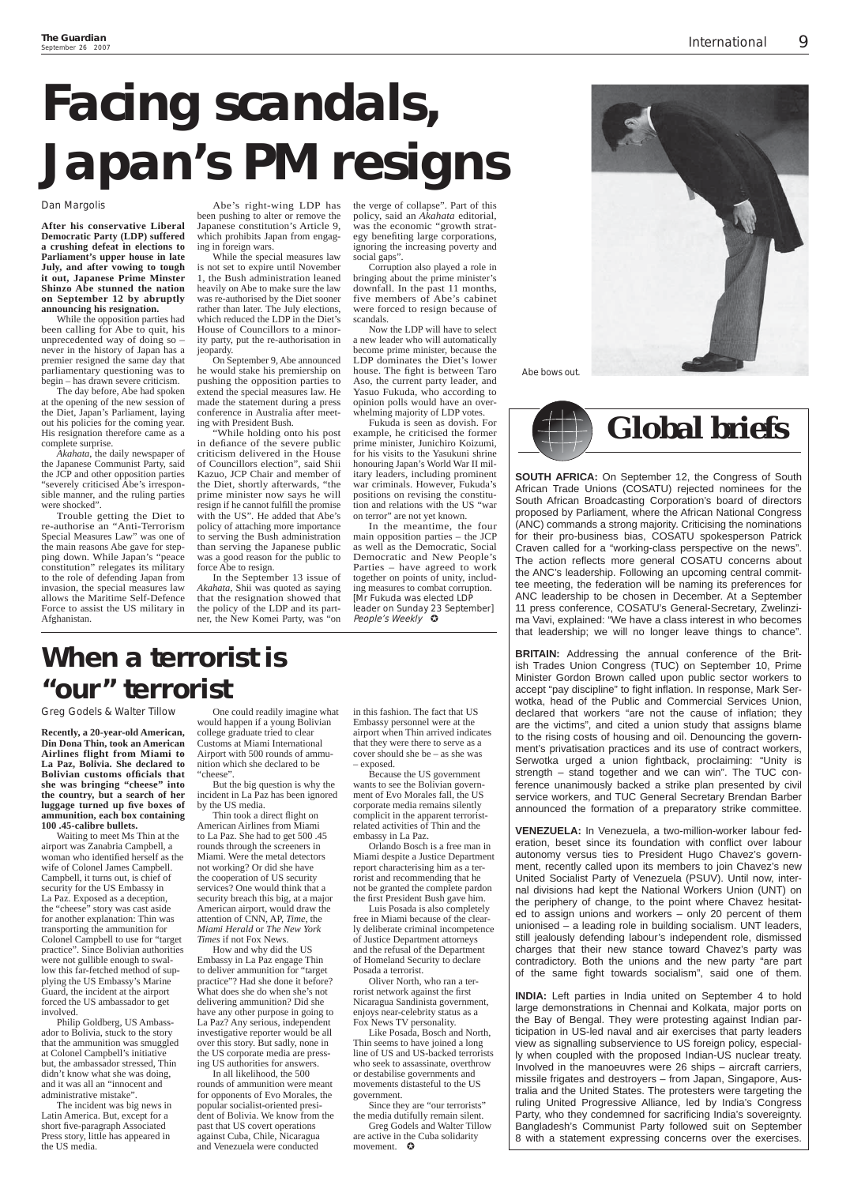# Facing scandals, Japan's PM resigns

Dan Margolis

**After his conservative Liberal Democratic Party (LDP) suffered a crushing defeat in elections to Parliament's upper house in late July, and after vowing to tough it out, Japanese Prime Minister Shinzo Abe stunned the nation on September 12 by abruptly announcing his resignation.**

While the opposition parties had been calling for Abe to quit, his unprecedented way of doing so – never in the history of Japan has a premier resigned the same day that parliamentary questioning was to begin – has drawn severe criticism.

The day before, Abe had spoken at the opening of the new session of the Diet, Japan's Parliament, laying out his policies for the coming year. His resignation therefore came as a complete surprise.

*Akahata*, the daily newspaper of the Japanese Communist Party, said the JCP and other opposition parties "severely criticised Abe's irresponsible manner, and the ruling parties were shocked".

Trouble getting the Diet to re-authorise an "Anti-Terrorism Special Measures Law" was one of the main reasons Abe gave for stepping down. While Japan's "peace constitution" relegates its military to the role of defending Japan from invasion, the special measures law allows the Maritime Self-Defence Force to assist the US military in Afghanistan.

Abe's right-wing LDP has been pushing to alter or remove the Japanese constitution's Article 9, which prohibits Japan from engaging in foreign wars.

While the special measures law is not set to expire until November 1, the Bush administration leaned heavily on Abe to make sure the law was re-authorised by the Diet sooner rather than later. The July elections, which reduced the LDP in the Diet's House of Councillors to a minority party, put the re-authorisation in jeopardy.

On September 9, Abe announced he would stake his premiership on pushing the opposition parties to extend the special measures law. He made the statement during a press conference in Australia after meeting with President Bush.

"While holding onto his post in defiance of the severe public criticism delivered in the House of Councillors election", said Shii Kazuo, JCP Chair and member of the Diet, shortly afterwards, "the prime minister now says he will resign if he cannot fulfill the promise with the US". He added that Abe's policy of attaching more importance to serving the Bush administration than serving the Japanese public was a good reason for the public to force Abe to resign.

In the September 13 issue of *Akahata*, Shii was quoted as saying that the resignation showed that the policy of the LDP and its partner, the New Komei Party, was "on the verge of collapse". Part of this policy, said an *Akahata* editorial, was the economic "growth strategy benefiting large corporations, ignoring the increasing poverty and social gaps".

Corruption also played a role in bringing about the prime minister's downfall. In the past 11 months, five members of Abe's cabinet were forced to resign because of scandals.

Now the LDP will have to select a new leader who will automatically become prime minister, because the LDP dominates the Diet's lower house. The fight is between Taro Aso, the current party leader, and Yasuo Fukuda, who according to opinion polls would have an overwhelming majority of LDP votes.

Fukuda is seen as dovish. For example, he criticised the former prime minister, Junichiro Koizumi, for his visits to the Yasukuni shrine honouring Japan's World War II military leaders, including prominent war criminals. However, Fukuda's positions on revising the constitution and relations with the US "war on terror" are not yet known.

In the meantime, the four main opposition parties – the JCP as well as the Democratic, Social Democratic and New People's Parties – have agreed to work together on points of unity, including measures to combat corruption.

[Mr Fukuda was elected LDP leader on Sunday 23 September]

*People's Weekly*

Abe bows out.

# Global briefs

**SOUTH AFRICA:** On September 12, the Congress of South African Trade Unions (COSATU) rejected nominees for the South African Broadcasting Corporation's board of directors proposed by Parliament, where the African National Congress (ANC) commands a strong majority. Criticising the nominations for their pro-business bias, COSATU spokesperson Patrick Craven called for a "working-class perspective on the news". The action reflects more general COSATU concerns about the ANC's leadership. Following an upcoming central committee meeting, the federation will be naming its preferences for ANC leadership to be chosen in December. At a September 11 press conference, COSATU's General-Secretary, Zwelinzima Vavi, explained: "We have a class interest in who becomes that leadership; we will no longer leave things to chance".

**BRITAIN:** Addressing the annual conference of the British Trades Union Congress (TUC) on September 10, Prime Minister Gordon Brown called upon public sector workers to accept "pay discipline" to fight inflation. In response, Mark Serwotka, head of the Public and Commercial Services Union, declared that workers "are not the cause of inflation; they are the victims", and cited a union study that assigns blame to the rising costs of housing and oil. Denouncing the government's privatisation practices and its use of contract workers, Serwotka urged a union fightback, proclaiming: "Unity is strength – stand together and we can win". The TUC conference unanimously backed a strike plan presented by civil service workers, and TUC General Secretary Brendan Barber announced the formation of a preparatory strike committee.

**VENEZUELA:** In Venezuela, a two-million-worker labour federation, beset since its foundation with conflict over labour autonomy versus ties to President Hugo Chavez's government, recently called upon its members to join Chavez's new United Socialist Party of Venezuela (PSUV). Until now, internal divisions had kept the National Workers Union (UNT) on the periphery of change, to the point where Chavez hesitated to assign unions and workers – only 20 percent of them unionised – a leading role in building socialism. UNT leaders, still jealously defending labour's independent role, dismissed charges that their new stance toward Chavez's party was contradictory. Both the unions and the new party "are part of the same fight towards socialism", said one of them.

**INDIA:** Left parties in India united on September 4 to hold large demonstrations in Chennai and Kolkata, major ports on the Bay of Bengal. They were protesting against Indian participation in US-led naval and air exercises that party leaders view as signalling subservience to US foreign policy, especially when coupled with the proposed Indian-US nuclear treaty. Involved in the manoeuvres were 26 ships – aircraft carriers, missile frigates and destroyers – from Japan, Singapore, Australia and the United States. The protesters were targeting the ruling United Progressive Alliance, led by India's Congress Party, who they condemned for sacrificing India's sovereignty. Bangladesh's Communist Party followed suit on September 8 with a statement expressing concerns over the exercises.

# When a terrorist is "our" terrorist

Greg Godels & Walter Tillow

**Recently, a 20-year-old American, Din Dona Thin, took an American Airlines flight from Miami to La Paz, Bolivia. She declared to Bolivian customs officials that she was bringing "cheese" into the country, but a search of her luggage turned up five boxes of ammunition, each box containing 100 .45-calibre bullets.**

Waiting to meet Ms Thin at the airport was Zanabria Campbell, a woman who identified herself as the wife of Colonel James Campbell. Campbell, it turns out, is chief of security for the US Embassy in La Paz. Exposed as a deception, the "cheese" story was cast aside for another explanation: Thin was transporting the ammunition for Colonel Campbell to use for "target practice". Since Bolivian authorities were not gullible enough to swallow this far-fetched method of supplying the US Embassy's Marine Guard, the incident at the airport forced the US ambassador to get involved.

Philip Goldberg, US Ambassador to Bolivia, stuck to the story that the ammunition was smuggled at Colonel Campbell's initiative but, the ambassador stressed, Thin didn't know what she was doing, and it was all an "innocent and administrative mistake".

The incident was big news in Latin America. But, except for a short five-paragraph Associated Press story, little has appeared in the US media.

One could readily imagine what would happen if a young Bolivian college graduate tried to clear Customs at Miami International Airport with 500 rounds of ammunition which she declared to be "cheese".

But the big question is why the incident in La Paz has been ignored by the US media.

Thin took a direct flight on American Airlines from Miami to La Paz. She had to get 500 .45 rounds through the screeners in Miami. Were the metal detectors not working? Or did she have the cooperation of US security services? One would think that a security breach this big, at a major American airport, would draw the attention of CNN, AP, *Time*, the *Miami Herald* or *The New York Times* if not Fox News.

How and why did the US Embassy in La Paz engage Thin to deliver ammunition for "target practice"? Had she done it before? What does she do when she's not delivering ammunition? Did she have any other purpose in going to La Paz? Any serious, independent investigative reporter would be all over this story. But sadly, none in the US corporate media are pressing US authorities for answers.

In all likelihood, the 500 rounds of ammunition were meant for opponents of Evo Morales, the popular socialist-oriented president of Bolivia. We know from the past that US covert operations against Cuba, Chile, Nicaragua and Venezuela were conducted in this fashion. The fact that US Embassy personnel were at the airport when Thin arrived indicates that they were there to serve as a cover should she be – as she was – exposed.

Because the US government wants to see the Bolivian government of Evo Morales fall, the US corporate media remains silently complicit in the apparent terrorist-related activities of Thin and the embassy in La Paz.

Orlando Bosch is a free man in Miami despite a Justice Department report characterising him as a terrorist and recommending that he not be granted the complete pardon the first President Bush gave him.

Luis Posada is also completely free in Miami because of the clearly deliberate criminal incompetence of Justice Department attorneys and the refusal of the Department of Homeland Security to declare Posada a terrorist.

Oliver North, who ran a terrorist network against the first Nicaragua Sandinista government, enjoys near-celebrity status as a Fox News TV personality.

Like Posada, Bosch and North, Thin seems to have joined a long line of US and US-backed terrorists who seek to assassinate, overthrow or destabilise governments and movements distasteful to the US government.

Since they are "our terrorists" the media dutifully remain silent.

Greg Godels and Walter Tillow are active in the Cuba solidarity movement.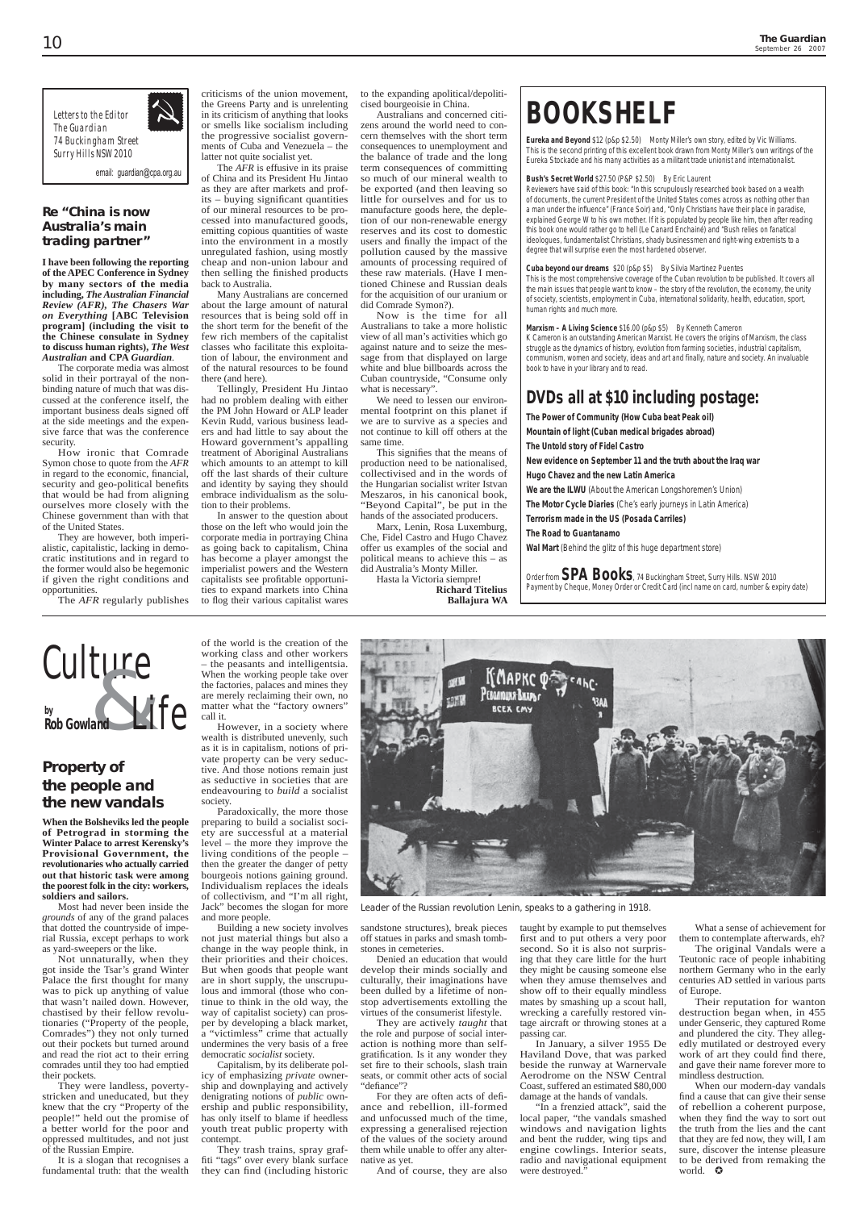Letters to the Editor
The Guardian
74 Buckingham Street
Surry Hills NSW 2010

email: guardian@cpa.org.au

## Re "China is now Australia's main trading partner"

**I have been following the reporting of the APEC Conference in Sydney by many sectors of the media including, *The Australian Financial Review (AFR), The Chasers War on Everything* [ABC Television program] (including the visit to the Chinese consulate in Sydney to discuss human rights), *The West Australian* and CPA *Guardian*.**

The corporate media was almost solid in their portrayal of the non-binding nature of much that was discussed at the conference itself, the important business deals signed off at the side meetings and the expensive farce that was the conference security.

How ironic that Comrade Symon chose to quote from the *AFR* in regard to the economic, financial, security and geo-political benefits that would be had from aligning ourselves more closely with the Chinese government than with that of the United States.

They are however, both imperialistic, capitalistic, lacking in democratic institutions and in regard to the former would also be hegemonic if given the right conditions and opportunities.

The *AFR* regularly publishes criticisms of the union movement, the Greens Party and is unrelenting in its criticism of anything that looks or smells like socialism including the progressive socialist governments of Cuba and Venezuela – the latter not quite socialist yet.

The *AFR* is effusive in its praise of China and its President Hu Jintao as they are after markets and profits – buying significant quantities of our mineral resources to be processed into manufactured goods, emitting copious quantities of waste into the environment in a mostly unregulated fashion, using mostly cheap and non-union labour and then selling the finished products back to Australia.

Many Australians are concerned about the large amount of natural resources that is being sold off in the short term for the benefit of the few rich members of the capitalist classes who facilitate this exploitation of labour, the environment and of the natural resources to be found there (and here).

Tellingly, President Hu Jintao had no problem dealing with either the PM John Howard or ALP leader Kevin Rudd, various business leaders and had little to say about the Howard government's appalling treatment of Aboriginal Australians which amounts to an attempt to kill off the last shards of their culture and identity by saying they should embrace individualism as the solution to their problems.

In answer to the question about those on the left who would join the corporate media in portraying China as going back to capitalism, China has become a player amongst the imperialist powers and the Western capitalists see profitable opportunities to expand markets into China to flog their various capitalist wares to the expanding apolitical/depoliticised bourgeoisie in China.

Australians and concerned citizens around the world need to concern themselves with the short term consequences to unemployment and the balance of trade and the long term consequences of committing so much of our mineral wealth to be exported (and then leaving so little for ourselves and for us to manufacture goods here, the depletion of our non-renewable energy reserves and its cost to domestic users and finally the impact of the pollution caused by the massive amounts of processing required of these raw materials. (Have I mentioned Chinese and Russian deals for the acquisition of our uranium or did Comrade Symon?).

Now is the time for all Australians to take a more holistic view of all man's activities which go against nature and to seize the message from that displayed on large white and blue billboards across the Cuban countryside, "Consume only what is necessary".

We need to lessen our environmental footprint on this planet if we are to survive as a species and not continue to kill off others at the same time.

This signifies that the means of production need to be nationalised, collectivised and in the words of the Hungarian socialist writer Istvan Meszaros, in his canonical book, "Beyond Capital", be put in the hands of the associated producers.

Marx, Lenin, Rosa Luxemburg, Che, Fidel Castro and Hugo Chavez offer us examples of the social and political means to achieve this – as did Australia's Monty Miller.

Hasta la Victoria siempre!

**Richard Titelius**
**Ballajura WA**

# BOOKSHELF

**Eureka and Beyond** $12 (p&p $2.50) Monty Miller's own story, edited by Vic Williams. This is the second printing of this excellent book drawn from Monty Miller's own writings of the Eureka Stockade and his many activities as a militant trade unionist and internationalist.

**Bush's Secret World** $27.50 (P&P $2.50) By Eric Laurent
Reviewers have said of this book: "In this scrupulously researched book based on a wealth of documents, the current President of the United States comes across as nothing other than a man under the influence" (France Soir) and, "Only Christians have their place in paradise, explained George W to his own mother. If it is populated by people like him, then after reading this book one would rather go to hell (Le Canard Enchainé) and "Bush relies on fanatical ideologues, fundamentalist Christians, shady businessmen and right-wing extremists to a degree that will surprise even the most hardened observer.

**Cuba beyond our dreams** $20 (p&p $5) By Silvia Martinez Puentes
This is the most comprehensive coverage of the Cuban revolution to be published. It covers all the main issues that people want to know – the story of the revolution, the economy, the unity of society, scientists, employment in Cuba, international solidarity, health, education, sport, human rights and much more.

**Marxism – A Living Science** $16.00 (p&p $5) By Kenneth Cameron
K Cameron is an outstanding American Marxist. He covers the origins of Marxism, the class struggle as the dynamics of history, evolution from farming societies, industrial capitalism, communism, women and society, ideas and art and finally, nature and society. An invaluable book to have in your library and to read.

## DVDs all at $10 including postage:

**The Power of Community (How Cuba beat Peak oil)**
**Mountain of light (Cuban medical brigades abroad)**
**The Untold story of Fidel Castro**
**New evidence on September 11 and the truth about the Iraq war**
**Hugo Chavez and the new Latin America**
**We are the ILWU** (About the American Longshoremen's Union)
**The Motor Cycle Diaries** (Che's early journeys in Latin America)
**Terrorism made in the US (Posada Carriles)**
**The Road to Guantanamo**
**Wal Mart** (Behind the glitz of this huge department store)

Order from **SPA Books**, 74 Buckingham Street, Surry Hills. NSW 2010
Payment by Cheque, Money Order or Credit Card (incl name on card, number & expiry date)

# Culture & Life

by **Rob Gowland**

## Property of the people and the new vandals

**When the Bolsheviks led the people of Petrograd in storming the Winter Palace to arrest Kerensky's Provisional Government, the revolutionaries who actually carried out that historic task were among the poorest folk in the city: workers, soldiers and sailors.**

Most had never been inside the *grounds* of any of the grand palaces that dotted the countryside of imperial Russia, except perhaps to work as yard-sweepers or the like.

Not unnaturally, when they got inside the Tsar's grand Winter Palace the first thought for many was to pick up anything of value that wasn't nailed down. However, chastised by their fellow revolutionaries ("Property of the people, Comrades") they not only turned out their pockets but turned around and read the riot act to their erring comrades until they too had emptied their pockets.

They were landless, poverty-stricken and uneducated, but they knew that the cry "Property of the people!" held out the promise of a better world for the poor and oppressed multitudes, and not just of the Russian Empire.

It is a slogan that recognises a fundamental truth: that the wealth of the world is the creation of the working class and other workers – the peasants and intelligentsia. When the working people take over the factories, palaces and mines they are merely reclaiming their own, no matter what the "factory owners" call it.

However, in a society where wealth is distributed unevenly, such as it is in capitalism, notions of private property can be very seductive. And those notions remain just as seductive in societies that are endeavouring to *build* a socialist society.

Paradoxically, the more those preparing to build a socialist society are successful at a material level – the more they improve the living conditions of the people – then the greater the danger of petty bourgeois notions gaining ground. Individualism replaces the ideals of collectivism, and "I'm all right, Jack" becomes the slogan for more and more people.

Building a new society involves not just material things but also a change in the way people think, in their priorities and their choices. But when goods that people want are in short supply, the unscrupulous and immoral (those who continue to think in the old way, the way of capitalist society) can prosper by developing a black market, a "victimless" crime that actually undermines the very basis of a free democratic *socialist* society.

Capitalism, by its deliberate policy of emphasizing *private* ownership and downplaying and actively denigrating notions of *public* ownership and public responsibility, has only itself to blame if heedless youth treat public property with contempt.

They trash trains, spray graffiti "tags" over every blank surface they can find (including historic sandstone structures), break pieces off statues in parks and smash tombstones in cemeteries.

Leader of the Russian revolution Lenin, speaks to a gathering in 1918.

Denied an education that would develop their minds socially and culturally, their imaginations have been dulled by a lifetime of non-stop advertisements extolling the virtues of the consumerist lifestyle.

They are actively *taught* that the role and purpose of social interaction is nothing more than self-gratification. Is it any wonder they set fire to their schools, slash train seats, or commit other acts of social "defiance"?

For they are often acts of defiance and rebellion, ill-formed and unfocussed much of the time, expressing a generalised rejection of the values of the society around them while unable to offer any alternative as yet.

And of course, they are also taught by example to put themselves first and to put others a very poor second. So it is also not surprising that they care little for the hurt they might be causing someone else when they amuse themselves and show off to their equally mindless mates by smashing up a scout hall, wrecking a carefully restored vintage aircraft or throwing stones at a passing car.

In January, a silver 1955 De Havilland Dove, that was parked beside the runway at Warnervale Aerodrome on the NSW Central Coast, suffered an estimated $80,000 damage at the hands of vandals.

"In a frenzied attack", said the local paper, "the vandals smashed windows and navigation lights and bent the rudder, wing tips and engine cowlings. Interior seats, radio and navigational equipment were destroyed."

What a sense of achievement for them to contemplate afterwards, eh?

The original Vandals were a Teutonic race of people inhabiting northern Germany who in the early centuries AD settled in various parts of Europe.

Their reputation for wanton destruction began when, in 455 under Genseric, they captured Rome and plundered the city. They allegedly mutilated or destroyed every work of art they could find there, and gave their name forever more to mindless destruction.

When our modern-day vandals find a cause that can give their sense of rebellion a coherent purpose, when they find the way to sort out the truth from the lies and the cant that they are fed now, they will, I am sure, discover the intense pleasure to be derived from remaking the world. ✪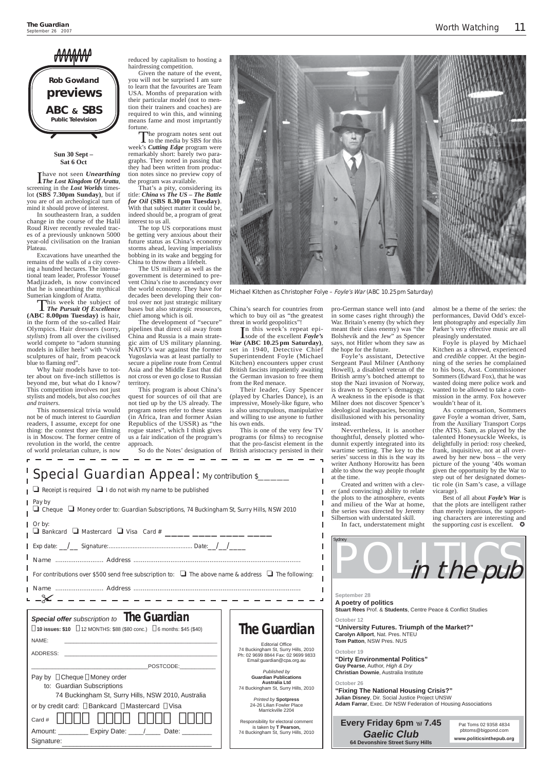# Rob Gowland previews ABC & SBS Public Television

**Sun 30 Sept – Sat 6 Oct**

I have not seen ***Unearthing The Lost Kingdom Of Aratta***, screening in the ***Lost Worlds*** timeslot **(SBS 7.30pm Sunday)**, but if you are of an archeological turn of mind it should prove of interest.

In southeastern Iran, a sudden change in the course of the Halil Roud River recently revealed traces of a previously unknown 5000 year-old civilisation on the Iranian Plateau.

Excavations have unearthed the remains of the walls of a city covering a hundred hectares. The international team leader, Professor Yousef Madjizadeh, is now convinced that he is unearthing the mythical Sumerian kingdom of Aratta.

This week the subject of ***The Pursuit Of Excellence* (ABC 8.00pm Tuesday)** is hair, in the form of the so-called Hair Olympics. Hair dressers (sorry, *stylists*) from all over the civilised world compete to "adorn stunning models in killer heels" with "vivid sculptures of hair, from peacock blue to flaming red".

Why hair models have to totter about on five-inch stillettos is beyond me, but what do I know? This competition involves not just stylists and models, but also *coaches and trainers*.

This nonsensical trivia would not be of much interest to *Guardian* readers, I assume, except for one thing: the contest they are filming is in Moscow. The former centre of revolution in the world, the centre of world proletarian culture, is now reduced by capitalism to hosting a hairdressing competition.

Given the nature of the event, you will not be surprised I am sure to learn that the favourites are Team USA. Months of preparation with their particular model (not to mention their trainers and coaches) are required to win this, and winning means fame and most imprtantly fortune.

The program notes sent out to the media by SBS for this week's ***Cutting Edge*** program were remarkably short: barely two paragraphs. They noted in passing that they had been written from production notes since no preview copy of the program was available.

That's a pity, considering its title: ***China vs The US – The Battle for Oil* (SBS 8.30pm Tuesday)**. With that subject matter it could be, indeed should be, a program of great interest to us all.

The top US corporations must be getting very anxious about their future status as China's economy storms ahead, leaving imperialists bobbing in its wake and begging for China to throw them a lifebelt.

The US military as well as the government is determined to prevent China's rise to ascendancy over the world economy. They have for decades been developing their control over not just strategic military bases but also strategic resources, chief among which is oil.

The development of "secure" pipelines that direct oil away from China and Russia is a main strategic aim of US military planning. NATO's war against the former Yugoslavia was at least partially to secure a pipeline route from Central Asia and the Middle East that did not cross or even go close to Russian territory.

This program is about China's quest for sources of oil that are not tied up by the US already. The program notes refer to these states (in Africa, Iran and former Asian Republics of the USSR) as "the rogue states", which I think gives us a fair indication of the program's approach.

So do the Notes' designation of China's search for countries from which to buy oil as "the greatest threat in world geopolitics"!

Michael Kitchen as Christopher Folye – *Foyle's War* (ABC 10.25pm Saturday)

In this week's repeat episode of the excellent ***Foyle's War* (ABC 10.25pm Saturday)**, set in 1940, Detective Chief Superintendent Foyle (Michael Kitchen) encounters upper crust British fascists impatiently awaiting the German invasion to free them from the Red menace.

Their leader, Guy Spencer (played by Charles Dance), is an impressive, Mosely-like figure, who is also unscrupulous, manipulative and willing to use anyone to further his own ends.

This is one of the very few TV programs (or films) to recognise that the pro-fascist element in the British aristocracy persisted in their pro-German stance well into (and in some cases right through) the War. Britain's enemy (by which they meant their class enemy) was "the Bolshevik and the Jew" as Spencer says, not Hitler whom they saw as the hope for the future.

Foyle's assistant, Detective Sergeant Paul Milner (Anthony Howell), a disabled veteran of the British army's botched attempt to stop the Nazi invasion of Norway, is drawn to Spencer's demagogy. A weakness in the episode is that Milner does not discover Spencer's ideological inadequacies, becoming disillusioned with his personality instead.

Nevertheless, it is another thoughtful, densely plotted whodunnit expertly integrated into its wartime setting. The key to the series' success in this is the way its writer Anthony Horowitz has been able to show the way people *thought* at the time.

Created and written with a clever (and convincing) ability to relate the plots to the atmosphere, events and milieu of the War at home, the series was directed by Jeremy Silbertson with understated skill.

In fact, understatement might almost be a theme of the series: the performances, David Odd's excellent photography and especially Jim Parker's very effective music are all pleasingly understated.

Foyle is played by Michael Kitchen as a shrewd, experienced and *credible* copper. At the beginning of the series he complained to his boss, Asst. Commissioner Sommers (Edward Fox), that he was wasted doing mere police work and wanted to be allowed to take a commission in the army. Fox however wouldn't hear of it.

As compensation, Sommers gave Foyle a woman driver, Sam, from the Auxiliary Transport Corps (the ATS). Sam, as played by the talented Honeysuckle Weeks, is delightfully in period: rosy cheeked, frank, inquisitive, not at all overawed by her new boss – the very picture of the young '40s woman given the opportunity by the War to step out of her designated domestic role (in Sam's case, a village vicarage).

Best of all about ***Foyle's War*** is that the plots are intelligent rather than merely ingenious, the supporting characters are interesting and the supporting *cast* is excellent. ✪

---

## Special Guardian Appeal: My contribution $\_\_\_\_\_\_

❑ Receipt is required ❑ I do not wish my name to be published

Pay by
❑ Cheque ❑ Money order to: Guardian Subscriptions, 74 Buckingham St, Surry Hills, NSW 2010

Or by:
❑ Bankcard ❑ Mastercard ❑ Visa Card # \_\_\_\_ \_\_\_\_ \_\_\_\_ \_\_\_\_

Exp date: \_\_/\_\_ Signature:.................................................. Date:\_\_/\_\_/\_\_\_\_

Name .......................... Address ..........................................................................................

For contributions over $500 send free subscription to: ❑ The above name & address ❑ The following:

Name .......................... Address ..........................................................................................

---

## *Special offer* subscription to **The Guardian**

❑ **10 issues: $10** ❑ 12 MONTHS: $88 ($80 conc.) ❑ 6 months: $45 ($40)

NAME: \_\_\_\_\_\_\_\_\_\_\_\_\_\_\_\_\_\_\_\_\_\_\_\_\_\_\_\_

ADDRESS: \_\_\_\_\_\_\_\_\_\_\_\_\_\_\_\_\_\_\_\_\_\_\_\_\_\_\_\_

\_\_\_\_\_\_\_\_\_\_\_\_\_\_\_\_\_\_\_\_ POSTCODE: \_\_\_\_\_\_\_\_\_\_

Pay by ❑ Cheque ❑ Money order
to: Guardian Subscriptions
74 Buckingham St, Surry Hills, NSW 2010, Australia

or by credit card: ❑ Bankcard ❑ Mastercard ❑ Visa

Card # ❑❑❑❑ ❑❑❑❑ ❑❑❑❑ ❑❑❑❑

Amount: \_\_\_\_\_\_\_\_ Expiry Date: \_\_\_\_/\_\_\_\_ Date: \_\_\_\_\_\_\_\_

Signature: \_\_\_\_\_\_\_\_\_\_\_\_\_\_\_\_\_\_\_\_\_\_\_\_

---

## The Guardian

Editorial Office
74 Buckingham St, Surry Hills, 2010
Ph: 02 9699 8844 Fax: 02 9699 9833
Email:guardian@cpa.org.au

*Published by*
**Guardian Publications Australia Ltd**
74 Buckingham St, Surry Hills, 2010

*Printed by* **Spotpress**
24-26 Lilian Fowler Place
Marrickville 2204

Responsibility for electoral comment is taken by **T Pearson,**
74 Buckingham St, Surry Hills, 2010

---

## Sydney POLITICS *in the pub*

**September 28**
**A poetry of politics**
**Stuart Rees** Prof. & **Students**, Centre Peace & Conflict Studies

**October 12**
**"University Futures. Triumph of the Market?"**
**Carolyn Allport**, Nat. Pres. NTEU
**Tom Patton**, NSW Pres. NUS

**October 19**
**"Dirty Environmental Politics"**
**Guy Pearse**, Author, *High & Dry*
**Christian Downie**, Australia Institute

**October 26**
**"Fixing The National Housing Crisis?"**
**Julian Disney**, Dir. Social Justice Project UNSW
**Adam Farrar**, Exec. Dir NSW Federation of Housing Associations

**Every Friday 6pm *'til* 7.45**
***Gaelic Club***
**64 Devonshire Street Surry Hills**

Pat Toms 02 9358 4834
pbtoms@bigpond.com
**www.politicsinthepub.org**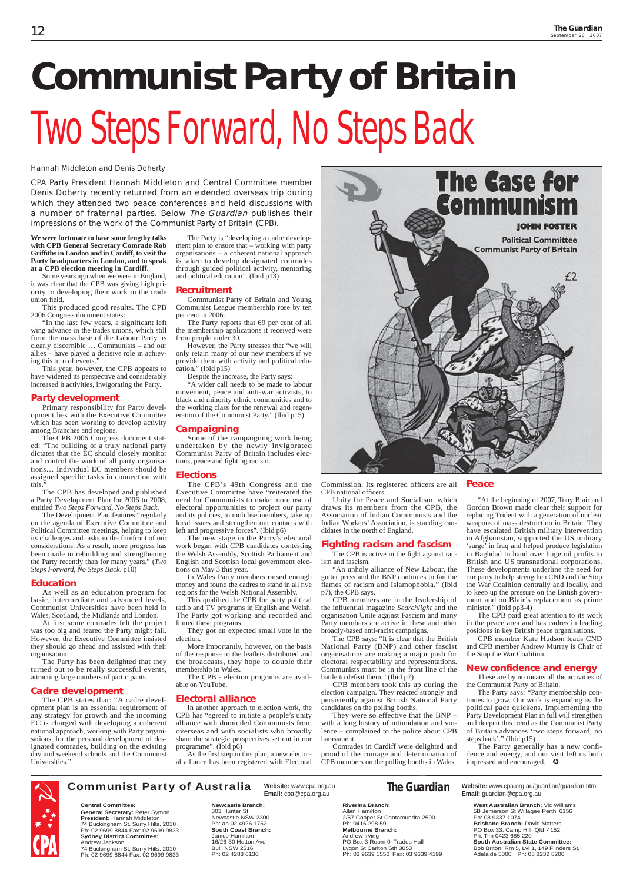# Communist Party of Britain

## Two Steps Forward, No Steps Back

Hannah Middleton and Denis Doherty

*CPA Party President Hannah Middleton and Central Committee member Denis Doherty recently returned from an extended overseas trip during which they attended two peace conferences and held discussions with a number of fraternal parties. Below The Guardian publishes their impressions of the work of the Communist Party of Britain (CPB).*

**We were fortunate to have some lengthy talks with CPB General Secretary Comrade Rob Griffiths in London and in Cardiff, to visit the Party headquarters in London, and to speak at a CPB election meeting in Cardiff.**

Some years ago when we were in England, it was clear that the CPB was giving high priority to developing their work in the trade union field.

This produced good results. The CPB 2006 Congress document states:

"In the last few years, a significant left wing advance in the trades unions, which still form the mass base of the Labour Party, is clearly discernible … Communists – and our allies – have played a decisive role in achieving this turn of events."

This year, however, the CPB appears to have widened its perspective and considerably increased it activities, invigorating the Party.

### Party development

Primary responsibility for Party development lies with the Executive Committee which has been working to develop activity among Branches and regions.

The CPB 2006 Congress document stated: "The building of a truly national party dictates that the EC should closely monitor and control the work of all party organisations… Individual EC members should be assigned specific tasks in connection with this."

The CPB has developed and published a Party Development Plan for 2006 to 2008, entitled *Two Steps Forward, No Steps Back*.

The Development Plan features "regularly on the agenda of Executive Committee and Political Committee meetings, helping to keep its challenges and tasks in the forefront of our considerations. As a result, more progress has been made in rebuilding and strengthening the Party recently than for many years." (*Two Steps Forward, No Steps Back*. p10)

### Education

As well as an education program for basic, intermediate and advanced levels, Communist Universities have been held in Wales, Scotland, the Midlands and London.

At first some comrades felt the project was too big and feared the Party might fail. However, the Executive Committee insisted they should go ahead and assisted with their organisation.

The Party has been delighted that they turned out to be really successful events, attracting large numbers of participants.

### Cadre development

The CPB states that: "A cadre development plan is an essential requirement of any strategy for growth and the incoming EC is charged with developing a coherent national approach, working with Party organisations, for the personal development of designated comrades, building on the existing day and weekend schools and the Communist Universities."

The Party is "developing a cadre development plan to ensure that – working with party organisations – a coherent national approach is taken to develop designated comrades through guided political activity, mentoring and political education." (Ibid p13)

### Recruitment

Communist Party of Britain and Young Communist League membership rose by ten per cent in 2006.

The Party reports that 69 per cent of all the membership applications it received were from people under 30.

However, the Party stresses that "we will only retain many of our new members if we provide them with activity and political education." (Ibid p15)

Despite the increase, the Party says:

"A wider call needs to be made to labour movement, peace and anti-war activists, to black and minority ethnic communities and to the working class for the renewal and regeneration of the Communist Party." (Ibid p15)

### Campaigning

Some of the campaigning work being undertaken by the newly invigorated Communist Party of Britain includes elections, peace and fighting racism.

### Elections

The CPB's 49th Congress and the Executive Committee have "reiterated the need for Communists to make more use of electoral opportunities to project our party and its policies, to mobilise members, take up local issues and strengthen our contacts with left and progressive forces". (Ibid p6)

The new stage in the Party's electoral work began with CPB candidates contesting the Welsh Assembly, Scottish Parliament and English and Scottish local government elections on May 3 this year.

In Wales Party members raised enough money and found the cadres to stand in all five regions for the Welsh National Assembly.

This qualified the CPB for party political radio and TV programs in English and Welsh. The Party got working and recorded and filmed these programs.

They got an expected small vote in the election.

More importantly, however, on the basis of the response to the leaflets distributed and the broadcasts, they hope to double their membership in Wales.

The CPB's election programs are available on YouTube.

### Electoral alliance

In another approach to election work, the CPB has "agreed to initiate a people's unity alliance with domiciled Communists from overseas and with socialists who broadly share the strategic perspectives set out in our programme". (Ibid p6)

As the first step in this plan, a new electoral alliance has been registered with Electoral Commission. Its registered officers are all CPB national officers.

Unity for Peace and Socialism, which draws its members from the CPB, the Association of Indian Communists and the Indian Workers' Association, is standing candidates in the north of England.

### Fighting racism and fascism

The CPB is active in the fight against racism and fascism.

"An unholy alliance of New Labour, the gutter press and the BNP continues to fan the flames of racism and Islamophobia." (Ibid p7), the CPB says.

CPB members are in the leadership of the influential magazine *Searchlight* and the organisation Unite against Fascism and many Party members are active in these and other broadly-based anti-racist campaigns.

The CPB says: "It is clear that the British National Party (BNP) and other fascist organisations are making a major push for electoral respectability and representations. Communists must be in the front line of the battle to defeat them." (Ibid p7)

CPB members took this up during the election campaign. They reacted strongly and persistently against British National Party candidates on the polling booths.

They were so effective that the BNP – with a long history of intimidation and violence – complained to the police about CPB harassment.

Comrades in Cardiff were delighted and proud of the courage and determination of CPB members on the polling booths in Wales.

### Peace

"At the beginning of 2007, Tony Blair and Gordon Brown made clear their support for replacing Trident with a generation of nuclear weapons of mass destruction in Britain. They have escalated British military intervention in Afghanistan, supported the US military 'surge' in Iraq and helped produce legislation in Baghdad to hand over huge oil profits to British and US transnational corporations. These developments underline the need for our party to help strengthen CND and the Stop the War Coalition centrally and locally, and to keep up the pressure on the British government and on Blair's replacement as prime minister." (Ibid pp3-4)

The CPB paid great attention to its work in the peace area and has cadres in leading positions in key British peace organisations.

CPB member Kate Hudson leads CND and CPB member Andrew Murray is Chair of the Stop the War Coalition.

### New confidence and energy

These are by no means all the activities of the Communist Party of Britain.

The Party says: "Party membership continues to grow. Our work is expanding as the political pace quickens. Implementing the Party Development Plan in full will strengthen and deepen this trend as the Communist Party of Britain advances 'two steps forward, no steps back'." (Ibid p15)

The Party generally has a new confidence and energy, and our visit left us both impressed and encouraged. ✪

The Case for Communism
JOHN FOSTER
Political Committee
Communist Party of Britain
£2

---

**Communist Party of Australia** — **Website:** www.cpa.org.au **Email:** cpa@cpa.org.au

**The Guardian** — **Website:** www.cpa.org.au/guardian/guardian.html **Email:** guardian@cpa.org.au

**Central Committee:**
**General Secretary:** Peter Symon
**President:** Hannah Middleton
74 Buckingham St, Surry Hills, 2010
Ph: 02 9699 8844 Fax: 02 9699 9833
**Sydney District Committee:**
Andrew Jackson
74 Buckingham St, Surry Hills, 2010
Ph: 02 9699 8844 Fax: 02 9699 9833

**Newcastle Branch:**
303 Hunter St
Newcastle NSW 2300
Ph: ah 02 4926 1752
**South Coast Branch:**
Janice Hamilton
16/26-30 Hutton Ave
Bulli NSW 2516
Ph: 02 4283 6130

**Riverina Branch:**
Allan Hamilton
2/57 Cooper St Cootamundra 2590
Ph: 0415 298 591
**Melbourne Branch:**
Andrew Irving
PO Box 3 Room 0 Trades Hall
Lygon St Carlton Sth 3053
Ph: 03 9639 1550 Fax: 03 9639 4199

**West Australian Branch:** Vic Williams
5B Jemerson St Willagee Perth 6156
Ph: 08 9337 1074
**Brisbane Branch:** David Matters
PO Box 33, Camp Hill, Qld 4152
Ph: Tim 0423 685 220
**South Australian State Committee:**
Bob Briton, Rm 5, Lvl 1, 149 Flinders St,
Adelaide 5000 Ph: 08 8232 8200